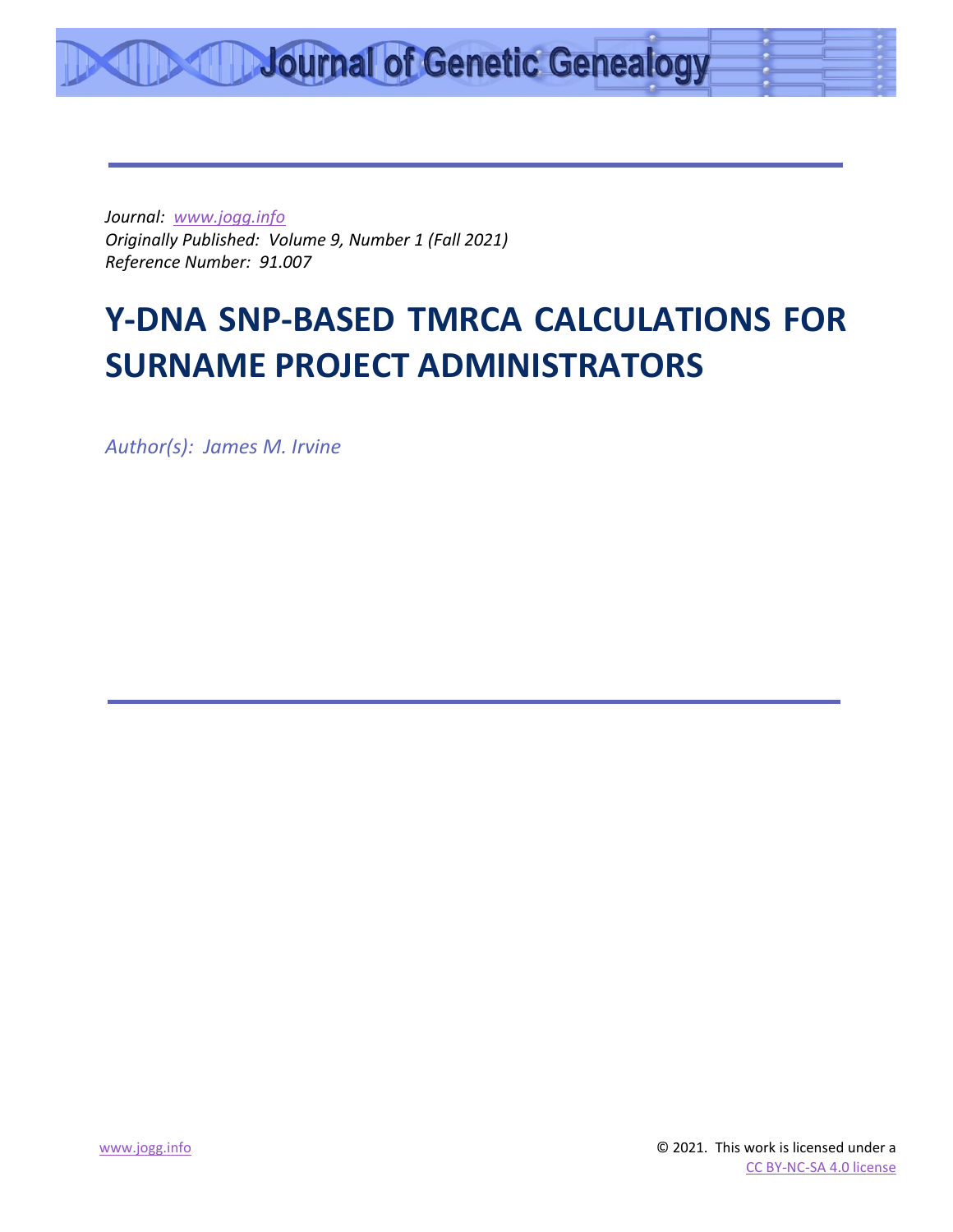Journal of Genetic Genealogy

*Journal: [www.jogg.info](http://www.jogg.info)*
*Originally Published: Volume 9, Number 1 (Fall 2021)*
*Reference Number: 91.007*

# Y-DNA SNP-BASED TMRCA CALCULATIONS FOR SURNAME PROJECT ADMINISTRATORS

*Author(s): James M. Irvine*

© 2021. This work is licensed under a CC BY-NC-SA 4.0 license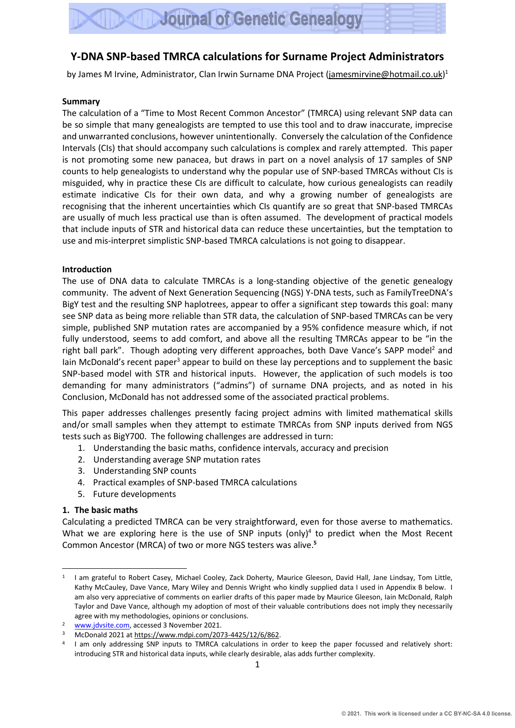Journal of Genetic Genealogy

# Y-DNA SNP-based TMRCA calculations for Surname Project Administrators

by James M Irvine, Administrator, Clan Irwin Surname DNA Project (jamesmirvine@hotmail.co.uk)[1]

**Summary**

The calculation of a "Time to Most Recent Common Ancestor" (TMRCA) using relevant SNP data can be so simple that many genealogists are tempted to use this tool and to draw inaccurate, imprecise and unwarranted conclusions, however unintentionally. Conversely the calculation of the Confidence Intervals (CIs) that should accompany such calculations is complex and rarely attempted. This paper is not promoting some new panacea, but draws in part on a novel analysis of 17 samples of SNP counts to help genealogists to understand why the popular use of SNP-based TMRCAs without CIs is misguided, why in practice these CIs are difficult to calculate, how curious genealogists can readily estimate indicative CIs for their own data, and why a growing number of genealogists are recognising that the inherent uncertainties which CIs quantify are so great that SNP-based TMRCAs are usually of much less practical use than is often assumed. The development of practical models that include inputs of STR and historical data can reduce these uncertainties, but the temptation to use and mis-interpret simplistic SNP-based TMRCA calculations is not going to disappear.

**Introduction**

The use of DNA data to calculate TMRCAs is a long-standing objective of the genetic genealogy community. The advent of Next Generation Sequencing (NGS) Y-DNA tests, such as FamilyTreeDNA's BigY test and the resulting SNP haplotrees, appear to offer a significant step towards this goal: many see SNP data as being more reliable than STR data, the calculation of SNP-based TMRCAs can be very simple, published SNP mutation rates are accompanied by a 95% confidence measure which, if not fully understood, seems to add comfort, and above all the resulting TMRCAs appear to be "in the right ball park". Though adopting very different approaches, both Dave Vance's SAPP model[2] and Iain McDonald's recent paper[3] appear to build on these lay perceptions and to supplement the basic SNP-based model with STR and historical inputs. However, the application of such models is too demanding for many administrators ("admins") of surname DNA projects, and as noted in his Conclusion, McDonald has not addressed some of the associated practical problems.

This paper addresses challenges presently facing project admins with limited mathematical skills and/or small samples when they attempt to estimate TMRCAs from SNP inputs derived from NGS tests such as BigY700. The following challenges are addressed in turn:

1. Understanding the basic maths, confidence intervals, accuracy and precision
2. Understanding average SNP mutation rates
3. Understanding SNP counts
4. Practical examples of SNP-based TMRCA calculations
5. Future developments

**1. The basic maths**

Calculating a predicted TMRCA can be very straightforward, even for those averse to mathematics. What we are exploring here is the use of SNP inputs (only)[4] to predict when the Most Recent Common Ancestor (MRCA) of two or more NGS testers was alive.[5]

---

[1] I am grateful to Robert Casey, Michael Cooley, Zack Doherty, Maurice Gleeson, David Hall, Jane Lindsay, Tom Little, Kathy McCauley, Dave Vance, Mary Wiley and Dennis Wright who kindly supplied data I used in Appendix B below. I am also very appreciative of comments on earlier drafts of this paper made by Maurice Gleeson, Iain McDonald, Ralph Taylor and Dave Vance, although my adoption of most of their valuable contributions does not imply they necessarily agree with my methodologies, opinions or conclusions.

[2] www.jdvsite.com, accessed 3 November 2021.

[3] McDonald 2021 at https://www.mdpi.com/2073-4425/12/6/862.

[4] I am only addressing SNP inputs to TMRCA calculations in order to keep the paper focussed and relatively short: introducing STR and historical data inputs, while clearly desirable, alas adds further complexity.

© 2021. This work is licensed under a CC BY-NC-SA 4.0 license.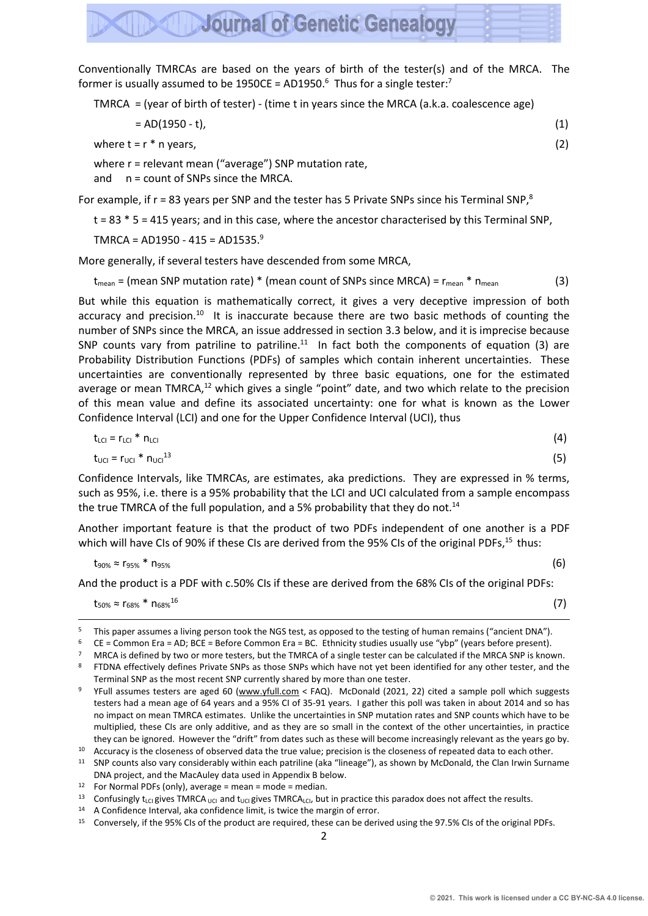Conventionally TMRCAs are based on the years of birth of the tester(s) and of the MRCA. The former is usually assumed to be 1950CE = AD1950.[6] Thus for a single tester:[7]

TMRCA = (year of birth of tester) - (time t in years since the MRCA (a.k.a. coalescence age)

$$= AD(1950 - t), \quad (1)$$

$$\text{where } t = r * n \text{ years,} \quad (2)$$

where r = relevant mean ("average") SNP mutation rate,
and n = count of SNPs since the MRCA.

For example, if r = 83 years per SNP and the tester has 5 Private SNPs since his Terminal SNP,[8]

t = 83 * 5 = 415 years; and in this case, where the ancestor characterised by this Terminal SNP,

TMRCA = AD1950 - 415 = AD1535.[9]

More generally, if several testers have descended from some MRCA,

$$t_{mean} = \text{(mean SNP mutation rate)} * \text{(mean count of SNPs since MRCA)} = r_{mean} * n_{mean} \quad (3)$$

But while this equation is mathematically correct, it gives a very deceptive impression of both accuracy and precision.[10] It is inaccurate because there are two basic methods of counting the number of SNPs since the MRCA, an issue addressed in section 3.3 below, and it is imprecise because SNP counts vary from patriline to patriline.[11] In fact both the components of equation (3) are Probability Distribution Functions (PDFs) of samples which contain inherent uncertainties. These uncertainties are conventionally represented by three basic equations, one for the estimated average or mean TMRCA,[12] which gives a single "point" date, and two which relate to the precision of this mean value and define its associated uncertainty: one for what is known as the Lower Confidence Interval (LCI) and one for the Upper Confidence Interval (UCI), thus

$$t_{LCI} = r_{LCI} * n_{LCI} \quad (4)$$

$$t_{UCI} = r_{UCI} * n_{UCI} \quad (5)$$

[13]

Confidence Intervals, like TMRCAs, are estimates, aka predictions. They are expressed in % terms, such as 95%, i.e. there is a 95% probability that the LCI and UCI calculated from a sample encompass the true TMRCA of the full population, and a 5% probability that they do not.[14]

Another important feature is that the product of two PDFs independent of one another is a PDF which will have CIs of 90% if these CIs are derived from the 95% CIs of the original PDFs,[15] thus:

$$t_{90\%} \approx r_{95\%} * n_{95\%} \quad (6)$$

And the product is a PDF with c.50% CIs if these are derived from the 68% CIs of the original PDFs:

$$t_{50\%} \approx r_{68\%} * n_{68\%} \quad (7)$$

[16]

---

[5] This paper assumes a living person took the NGS test, as opposed to the testing of human remains ("ancient DNA").

[6] CE = Common Era = AD; BCE = Before Common Era = BC. Ethnicity studies usually use "ybp" (years before present).

[7] MRCA is defined by two or more testers, but the TMRCA of a single tester can be calculated if the MRCA SNP is known.

[8] FTDNA effectively defines Private SNPs as those SNPs which have not yet been identified for any other tester, and the Terminal SNP as the most recent SNP currently shared by more than one tester.

[9] YFull assumes testers are aged 60 (www.yfull.com < FAQ). McDonald (2021, 22) cited a sample poll which suggests testers had a mean age of 64 years and a 95% CI of 35-91 years. I gather this poll was taken in about 2014 and so has no impact on mean TMRCA estimates. Unlike the uncertainties in SNP mutation rates and SNP counts which have to be multiplied, these CIs are only additive, and as they are so small in the context of the other uncertainties, in practice they can be ignored. However the "drift" from dates such as these will become increasingly relevant as the years go by.

[10] Accuracy is the closeness of observed data the true value; precision is the closeness of repeated data to each other.

[11] SNP counts also vary considerably within each patriline (aka "lineage"), as shown by McDonald, the Clan Irwin Surname DNA project, and the MacAuley data used in Appendix B below.

[12] For Normal PDFs (only), average = mean = mode = median.

[13] Confusingly $t_{LCI}$ gives $TMRCA_{UCI}$ and $t_{UCI}$ gives $TMRCA_{LCI}$, but in practice this paradox does not affect the results.

[14] A Confidence Interval, aka confidence limit, is twice the margin of error.

[15] Conversely, if the 95% CIs of the product are required, these can be derived using the 97.5% CIs of the original PDFs.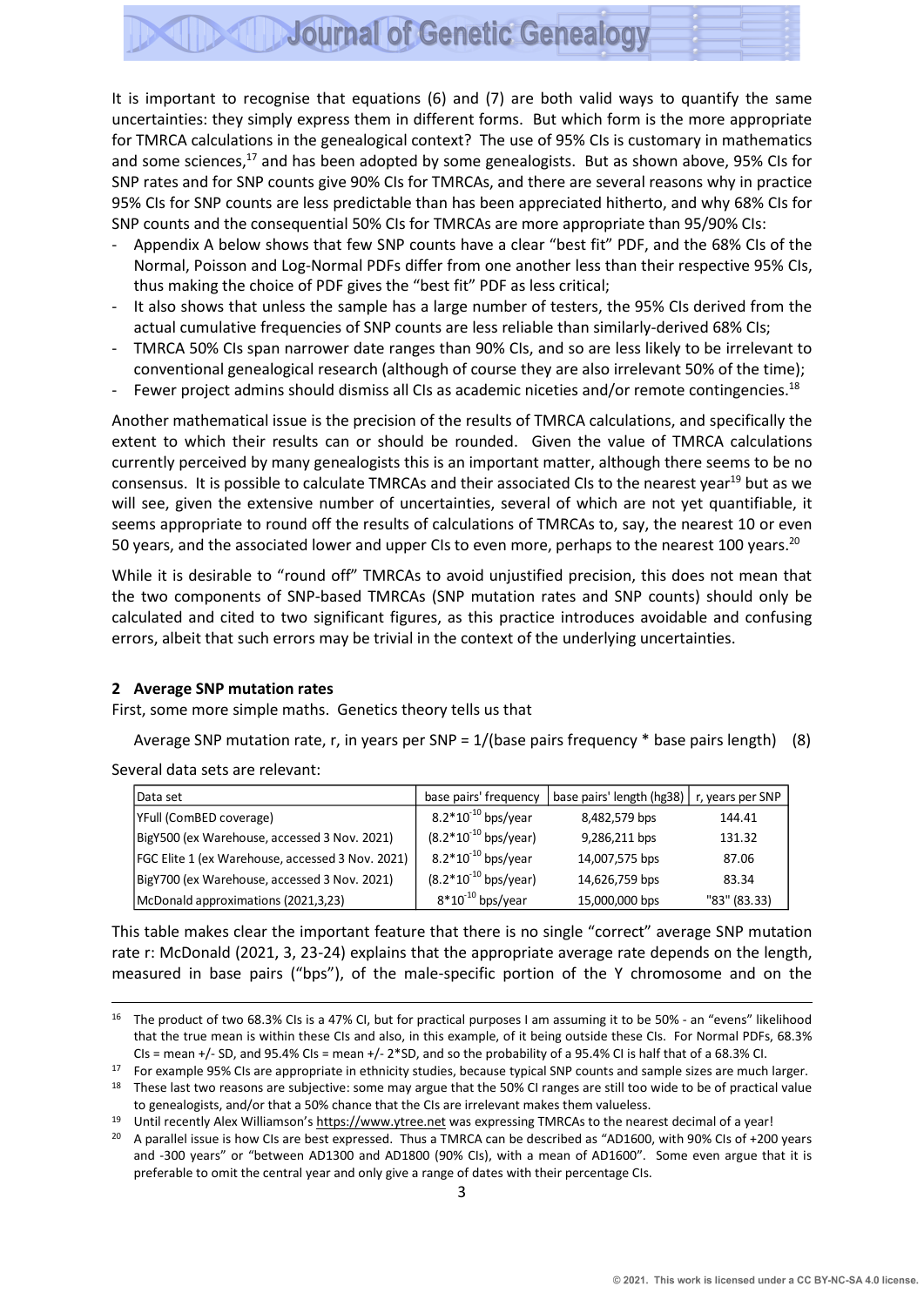It is important to recognise that equations (6) and (7) are both valid ways to quantify the same uncertainties: they simply express them in different forms. But which form is the more appropriate for TMRCA calculations in the genealogical context? The use of 95% CIs is customary in mathematics and some sciences,[17] and has been adopted by some genealogists. But as shown above, 95% CIs for SNP rates and for SNP counts give 90% CIs for TMRCAs, and there are several reasons why in practice 95% CIs for SNP counts are less predictable than has been appreciated hitherto, and why 68% CIs for SNP counts and the consequential 50% CIs for TMRCAs are more appropriate than 95/90% CIs:

- Appendix A below shows that few SNP counts have a clear "best fit" PDF, and the 68% CIs of the Normal, Poisson and Log-Normal PDFs differ from one another less than their respective 95% CIs, thus making the choice of PDF gives the "best fit" PDF as less critical;
- It also shows that unless the sample has a large number of testers, the 95% CIs derived from the actual cumulative frequencies of SNP counts are less reliable than similarly-derived 68% CIs;
- TMRCA 50% CIs span narrower date ranges than 90% CIs, and so are less likely to be irrelevant to conventional genealogical research (although of course they are also irrelevant 50% of the time);
- Fewer project admins should dismiss all CIs as academic niceties and/or remote contingencies.[18]

Another mathematical issue is the precision of the results of TMRCA calculations, and specifically the extent to which their results can or should be rounded. Given the value of TMRCA calculations currently perceived by many genealogists this is an important matter, although there seems to be no consensus. It is possible to calculate TMRCAs and their associated CIs to the nearest year[19] but as we will see, given the extensive number of uncertainties, several of which are not yet quantifiable, it seems appropriate to round off the results of calculations of TMRCAs to, say, the nearest 10 or even 50 years, and the associated lower and upper CIs to even more, perhaps to the nearest 100 years.[20]

While it is desirable to "round off" TMRCAs to avoid unjustified precision, this does not mean that the two components of SNP-based TMRCAs (SNP mutation rates and SNP counts) should only be calculated and cited to two significant figures, as this practice introduces avoidable and confusing errors, albeit that such errors may be trivial in the context of the underlying uncertainties.

## 2 Average SNP mutation rates

First, some more simple maths. Genetics theory tells us that

Average SNP mutation rate, r, in years per SNP = 1/(base pairs frequency * base pairs length) (8)

Several data sets are relevant:

| Data set | base pairs' frequency | base pairs' length (hg38) | r, years per SNP |
|---|---|---|---|
| YFull (ComBED coverage) | $8.2*10^{-10}$ bps/year | 8,482,579 bps | 144.41 |
| BigY500 (ex Warehouse, accessed 3 Nov. 2021) | ($8.2*10^{-10}$ bps/year) | 9,286,211 bps | 131.32 |
| FGC Elite 1 (ex Warehouse, accessed 3 Nov. 2021) | $8.2*10^{-10}$ bps/year | 14,007,575 bps | 87.06 |
| BigY700 (ex Warehouse, accessed 3 Nov. 2021) | ($8.2*10^{-10}$ bps/year) | 14,626,759 bps | 83.34 |
| McDonald approximations (2021,3,23) | $8*10^{-10}$ bps/year | 15,000,000 bps | "83" (83.33) |

This table makes clear the important feature that there is no single "correct" average SNP mutation rate r: McDonald (2021, 3, 23-24) explains that the appropriate average rate depends on the length, measured in base pairs ("bps"), of the male-specific portion of the Y chromosome and on the

---

[16] The product of two 68.3% CIs is a 47% CI, but for practical purposes I am assuming it to be 50% - an "evens" likelihood that the true mean is within these CIs and also, in this example, of it being outside these CIs. For Normal PDFs, 68.3% CIs = mean +/- SD, and 95.4% CIs = mean +/- 2*SD, and so the probability of a 95.4% CI is half that of a 68.3% CI.

[17] For example 95% CIs are appropriate in ethnicity studies, because typical SNP counts and sample sizes are much larger.

[18] These last two reasons are subjective: some may argue that the 50% CI ranges are still too wide to be of practical value to genealogists, and/or that a 50% chance that the CIs are irrelevant makes them valueless.

[19] Until recently Alex Williamson's https://www.ytree.net was expressing TMRCAs to the nearest decimal of a year!

[20] A parallel issue is how CIs are best expressed. Thus a TMRCA can be described as "AD1600, with 90% CIs of +200 years and -300 years" or "between AD1300 and AD1800 (90% CIs), with a mean of AD1600". Some even argue that it is preferable to omit the central year and only give a range of dates with their percentage CIs.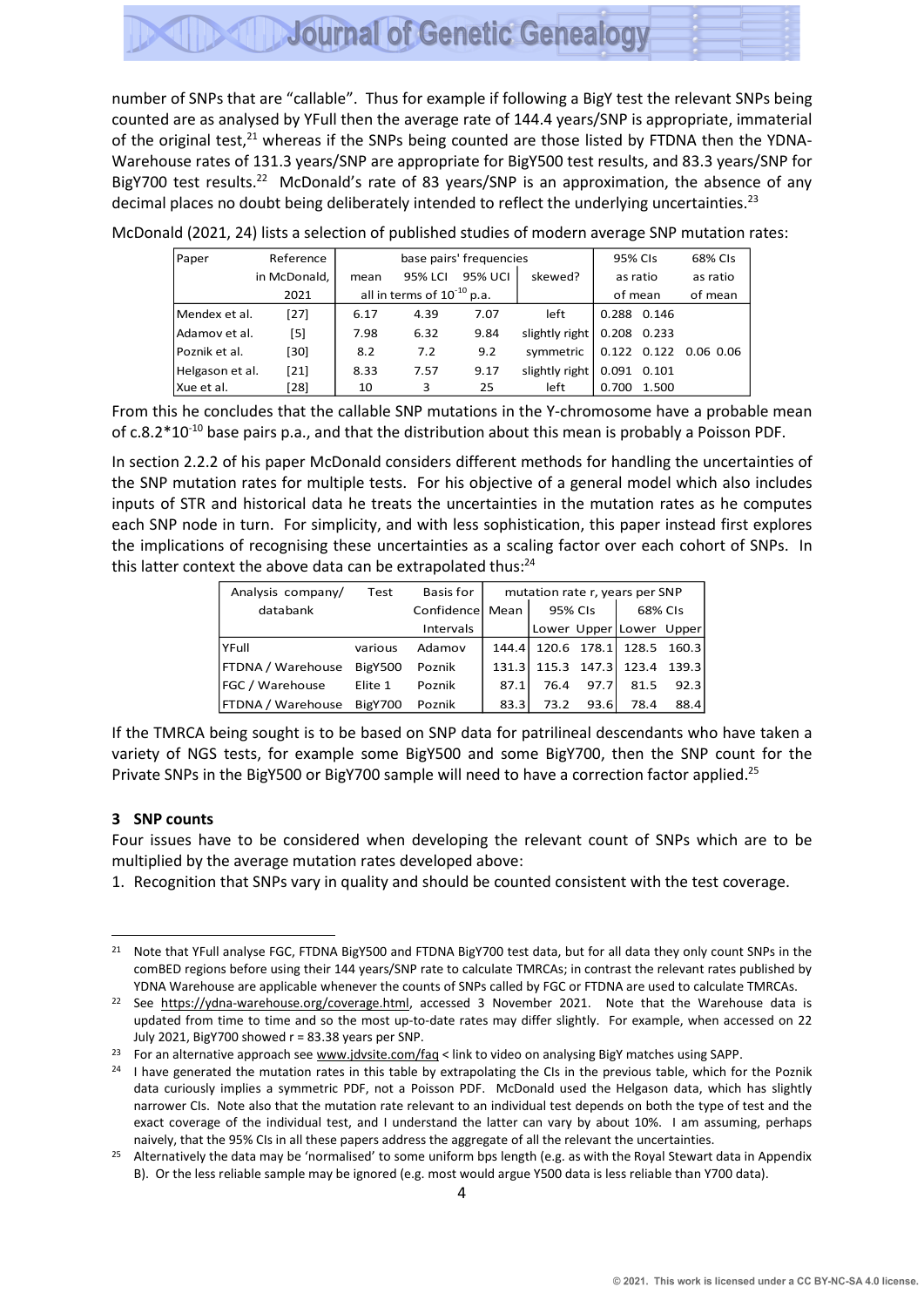number of SNPs that are "callable". Thus for example if following a BigY test the relevant SNPs being counted are as analysed by YFull then the average rate of 144.4 years/SNP is appropriate, immaterial of the original test,[21] whereas if the SNPs being counted are those listed by FTDNA then the YDNA-Warehouse rates of 131.3 years/SNP are appropriate for BigY500 test results, and 83.3 years/SNP for BigY700 test results.[22] McDonald's rate of 83 years/SNP is an approximation, the absence of any decimal places no doubt being deliberately intended to reflect the underlying uncertainties.[23]

McDonald (2021, 24) lists a selection of published studies of modern average SNP mutation rates:

| Paper | Reference in McDonald, 2021 | base pairs' frequencies mean | 95% LCI | 95% UCI | skewed? | 95% CIs as ratio of mean | | 68% CIs as ratio of mean | |
|---|---|---|---|---|---|---|---|---|---|
| | | all in terms of $10^{-10}$ p.a. | | | | | | | |
| Mendex et al. | [27] | 6.17 | 4.39 | 7.07 | left | 0.288 | 0.146 | | |
| Adamov et al. | [5] | 7.98 | 6.32 | 9.84 | slightly right | 0.208 | 0.233 | | |
| Poznik et al. | [30] | 8.2 | 7.2 | 9.2 | symmetric | 0.122 | 0.122 | 0.06 | 0.06 |
| Helgason et al. | [21] | 8.33 | 7.57 | 9.17 | slightly right | 0.091 | 0.101 | | |
| Xue et al. | [28] | 10 | 3 | 25 | left | 0.700 | 1.500 | | |

From this he concludes that the callable SNP mutations in the Y-chromosome have a probable mean of c.$8.2*10^{-10}$ base pairs p.a., and that the distribution about this mean is probably a Poisson PDF.

In section 2.2.2 of his paper McDonald considers different methods for handling the uncertainties of the SNP mutation rates for multiple tests. For his objective of a general model which also includes inputs of STR and historical data he treats the uncertainties in the mutation rates as he computes each SNP node in turn. For simplicity, and with less sophistication, this paper instead first explores the implications of recognising these uncertainties as a scaling factor over each cohort of SNPs. In this latter context the above data can be extrapolated thus:[24]

| Analysis company/ databank | Test | Basis for Confidence Intervals | mutation rate r, years per SNP Mean | 95% CIs Lower | 95% CIs Upper | 68% CIs Lower | 68% CIs Upper |
|---|---|---|---|---|---|---|---|
| YFull | various | Adamov | 144.4 | 120.6 | 178.1 | 128.5 | 160.3 |
| FTDNA / Warehouse | BigY500 | Poznik | 131.3 | 115.3 | 147.3 | 123.4 | 139.3 |
| FGC / Warehouse | Elite 1 | Poznik | 87.1 | 76.4 | 97.7 | 81.5 | 92.3 |
| FTDNA / Warehouse | BigY700 | Poznik | 83.3 | 73.2 | 93.6 | 78.4 | 88.4 |

If the TMRCA being sought is to be based on SNP data for patrilineal descendants who have taken a variety of NGS tests, for example some BigY500 and some BigY700, then the SNP count for the Private SNPs in the BigY500 or BigY700 sample will need to have a correction factor applied.[25]

## 3 SNP counts

Four issues have to be considered when developing the relevant count of SNPs which are to be multiplied by the average mutation rates developed above:

1. Recognition that SNPs vary in quality and should be counted consistent with the test coverage.

---

[21] Note that YFull analyse FGC, FTDNA BigY500 and FTDNA BigY700 test data, but for all data they only count SNPs in the comBED regions before using their 144 years/SNP rate to calculate TMRCAs; in contrast the relevant rates published by YDNA Warehouse are applicable whenever the counts of SNPs called by FGC or FTDNA are used to calculate TMRCAs.

[22] See https://ydna-warehouse.org/coverage.html, accessed 3 November 2021. Note that the Warehouse data is updated from time to time and so the most up-to-date rates may differ slightly. For example, when accessed on 22 July 2021, BigY700 showed r = 83.38 years per SNP.

[23] For an alternative approach see www.jdvsite.com/faq < link to video on analysing BigY matches using SAPP.

[24] I have generated the mutation rates in this table by extrapolating the CIs in the previous table, which for the Poznik data curiously implies a symmetric PDF, not a Poisson PDF. McDonald used the Helgason data, which has slightly narrower CIs. Note also that the mutation rate relevant to an individual test depends on both the type of test and the exact coverage of the individual test, and I understand the latter can vary by about 10%. I am assuming, perhaps naively, that the 95% CIs in all these papers address the aggregate of all the relevant the uncertainties.

[25] Alternatively the data may be 'normalised' to some uniform bps length (e.g. as with the Royal Stewart data in Appendix B). Or the less reliable sample may be ignored (e.g. most would argue Y500 data is less reliable than Y700 data).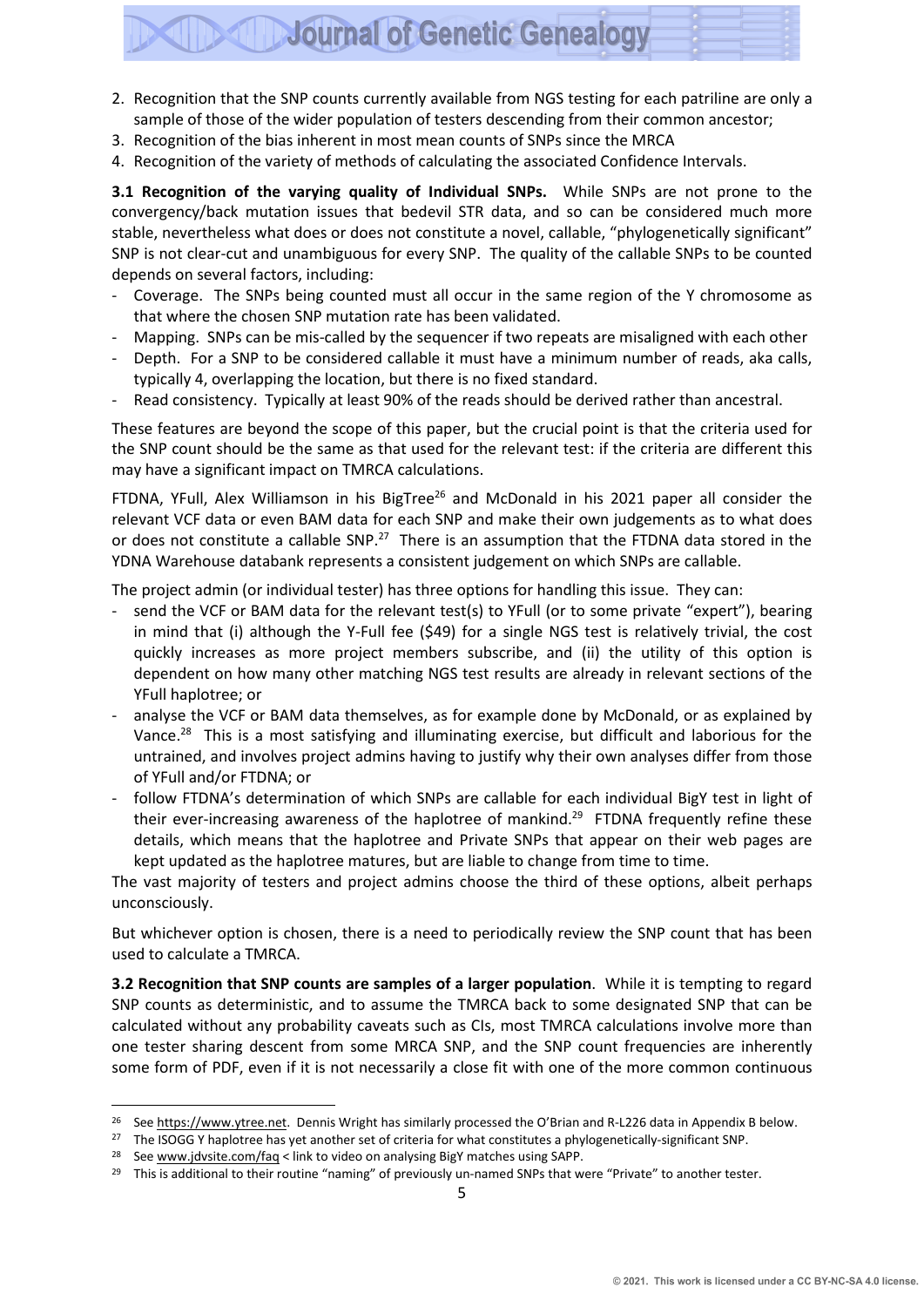2. Recognition that the SNP counts currently available from NGS testing for each patriline are only a sample of those of the wider population of testers descending from their common ancestor;
3. Recognition of the bias inherent in most mean counts of SNPs since the MRCA
4. Recognition of the variety of methods of calculating the associated Confidence Intervals.

**3.1 Recognition of the varying quality of Individual SNPs.** While SNPs are not prone to the convergency/back mutation issues that bedevil STR data, and so can be considered much more stable, nevertheless what does or does not constitute a novel, callable, "phylogenetically significant" SNP is not clear-cut and unambiguous for every SNP. The quality of the callable SNPs to be counted depends on several factors, including:

- Coverage. The SNPs being counted must all occur in the same region of the Y chromosome as that where the chosen SNP mutation rate has been validated.
- Mapping. SNPs can be mis-called by the sequencer if two repeats are misaligned with each other
- Depth. For a SNP to be considered callable it must have a minimum number of reads, aka calls, typically 4, overlapping the location, but there is no fixed standard.
- Read consistency. Typically at least 90% of the reads should be derived rather than ancestral.

These features are beyond the scope of this paper, but the crucial point is that the criteria used for the SNP count should be the same as that used for the relevant test: if the criteria are different this may have a significant impact on TMRCA calculations.

FTDNA, YFull, Alex Williamson in his BigTree[26] and McDonald in his 2021 paper all consider the relevant VCF data or even BAM data for each SNP and make their own judgements as to what does or does not constitute a callable SNP.[27] There is an assumption that the FTDNA data stored in the YDNA Warehouse databank represents a consistent judgement on which SNPs are callable.

The project admin (or individual tester) has three options for handling this issue. They can:

- send the VCF or BAM data for the relevant test(s) to YFull (or to some private "expert"), bearing in mind that (i) although the Y-Full fee ($49) for a single NGS test is relatively trivial, the cost quickly increases as more project members subscribe, and (ii) the utility of this option is dependent on how many other matching NGS test results are already in relevant sections of the YFull haplotree; or
- analyse the VCF or BAM data themselves, as for example done by McDonald, or as explained by Vance.[28] This is a most satisfying and illuminating exercise, but difficult and laborious for the untrained, and involves project admins having to justify why their own analyses differ from those of YFull and/or FTDNA; or
- follow FTDNA's determination of which SNPs are callable for each individual BigY test in light of their ever-increasing awareness of the haplotree of mankind.[29] FTDNA frequently refine these details, which means that the haplotree and Private SNPs that appear on their web pages are kept updated as the haplotree matures, but are liable to change from time to time.

The vast majority of testers and project admins choose the third of these options, albeit perhaps unconsciously.

But whichever option is chosen, there is a need to periodically review the SNP count that has been used to calculate a TMRCA.

**3.2 Recognition that SNP counts are samples of a larger population**. While it is tempting to regard SNP counts as deterministic, and to assume the TMRCA back to some designated SNP that can be calculated without any probability caveats such as CIs, most TMRCA calculations involve more than one tester sharing descent from some MRCA SNP, and the SNP count frequencies are inherently some form of PDF, even if it is not necessarily a close fit with one of the more common continuous

---

[26] See https://www.ytree.net. Dennis Wright has similarly processed the O'Brian and R-L226 data in Appendix B below.

[27] The ISOGG Y haplotree has yet another set of criteria for what constitutes a phylogenetically-significant SNP.

[28] See www.jdvsite.com/faq < link to video on analysing BigY matches using SAPP.

[29] This is additional to their routine "naming" of previously un-named SNPs that were "Private" to another tester.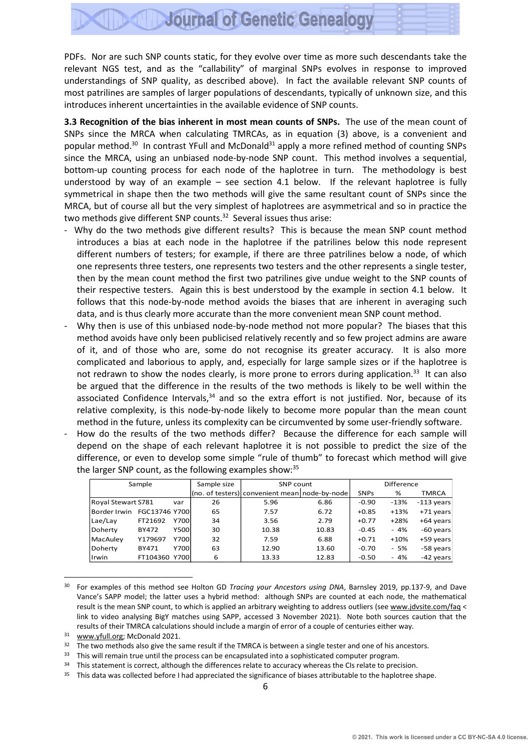PDFs. Nor are such SNP counts static, for they evolve over time as more such descendants take the relevant NGS test, and as the "callability" of marginal SNPs evolves in response to improved understandings of SNP quality, as described above). In fact the available relevant SNP counts of most patrilines are samples of larger populations of descendants, typically of unknown size, and this introduces inherent uncertainties in the available evidence of SNP counts.

**3.3 Recognition of the bias inherent in most mean counts of SNPs.** The use of the mean count of SNPs since the MRCA when calculating TMRCAs, as in equation (3) above, is a convenient and popular method.[30] In contrast YFull and McDonald[31] apply a more refined method of counting SNPs since the MRCA, using an unbiased node-by-node SNP count. This method involves a sequential, bottom-up counting process for each node of the haplotree in turn. The methodology is best understood by way of an example – see section 4.1 below. If the relevant haplotree is fully symmetrical in shape then the two methods will give the same resultant count of SNPs since the MRCA, but of course all but the very simplest of haplotrees are asymmetrical and so in practice the two methods give different SNP counts.[32] Several issues thus arise:

- Why do the two methods give different results? This is because the mean SNP count method introduces a bias at each node in the haplotree if the patrilines below this node represent different numbers of testers; for example, if there are three patrilines below a node, of which one represents three testers, one represents two testers and the other represents a single tester, then by the mean count method the first two patrilines give undue weight to the SNP counts of their respective testers. Again this is best understood by the example in section 4.1 below. It follows that this node-by-node method avoids the biases that are inherent in averaging such data, and is thus clearly more accurate than the more convenient mean SNP count method.
- Why then is use of this unbiased node-by-node method not more popular? The biases that this method avoids have only been publicised relatively recently and so few project admins are aware of it, and of those who are, some do not recognise its greater accuracy. It is also more complicated and laborious to apply, and, especially for large sample sizes or if the haplotree is not redrawn to show the nodes clearly, is more prone to errors during application.[33] It can also be argued that the difference in the results of the two methods is likely to be well within the associated Confidence Intervals,[34] and so the extra effort is not justified. Nor, because of its relative complexity, is this node-by-node likely to become more popular than the mean count method in the future, unless its complexity can be circumvented by some user-friendly software.
- How do the results of the two methods differ? Because the difference for each sample will depend on the shape of each relevant haplotree it is not possible to predict the size of the difference, or even to develop some simple "rule of thumb" to forecast which method will give the larger SNP count, as the following examples show:[35]

| Sample | | | Sample size | SNP count | | Difference | | |
|---|---|---|---|---|---|---|---|---|
| | | | (no. of testers) | convenient mean | node-by-node | SNPs | % | TMRCA |
| Royal Stewart | S781 | var | 26 | 5.96 | 6.86 | -0.90 | -13% | -113 years |
| Border Irwin | FGC13746 | Y700 | 65 | 7.57 | 6.72 | +0.85 | +13% | +71 years |
| Lae/Lay | FT21692 | Y700 | 34 | 3.56 | 2.79 | +0.77 | +28% | +64 years |
| Doherty | BY472 | Y500 | 30 | 10.38 | 10.83 | -0.45 | - 4% | -60 years |
| MacAuley | Y179697 | Y700 | 32 | 7.59 | 6.88 | +0.71 | +10% | +59 years |
| Doherty | BY471 | Y700 | 63 | 12.90 | 13.60 | -0.70 | - 5% | -58 years |
| Irwin | FT104360 | Y700 | 6 | 13.33 | 12.83 | -0.50 | - 4% | -42 years |

---

[30] For examples of this method see Holton GD *Tracing your Ancestors using DNA*, Barnsley 2019, pp.137-9, and Dave Vance's SAPP model; the latter uses a hybrid method: although SNPs are counted at each node, the mathematical result is the mean SNP count, to which is applied an arbitrary weighting to address outliers (see www.jdvsite.com/faq < link to video analysing BigY matches using SAPP, accessed 3 November 2021). Note both sources caution that the results of their TMRCA calculations should include a margin of error of a couple of centuries either way.

[31] www.yfull.org; McDonald 2021.

[32] The two methods also give the same result if the TMRCA is between a single tester and one of his ancestors.

[33] This will remain true until the process can be encapsulated into a sophisticated computer program.

[34] This statement is correct, although the differences relate to accuracy whereas the CIs relate to precision.

[35] This data was collected before I had appreciated the significance of biases attributable to the haplotree shape.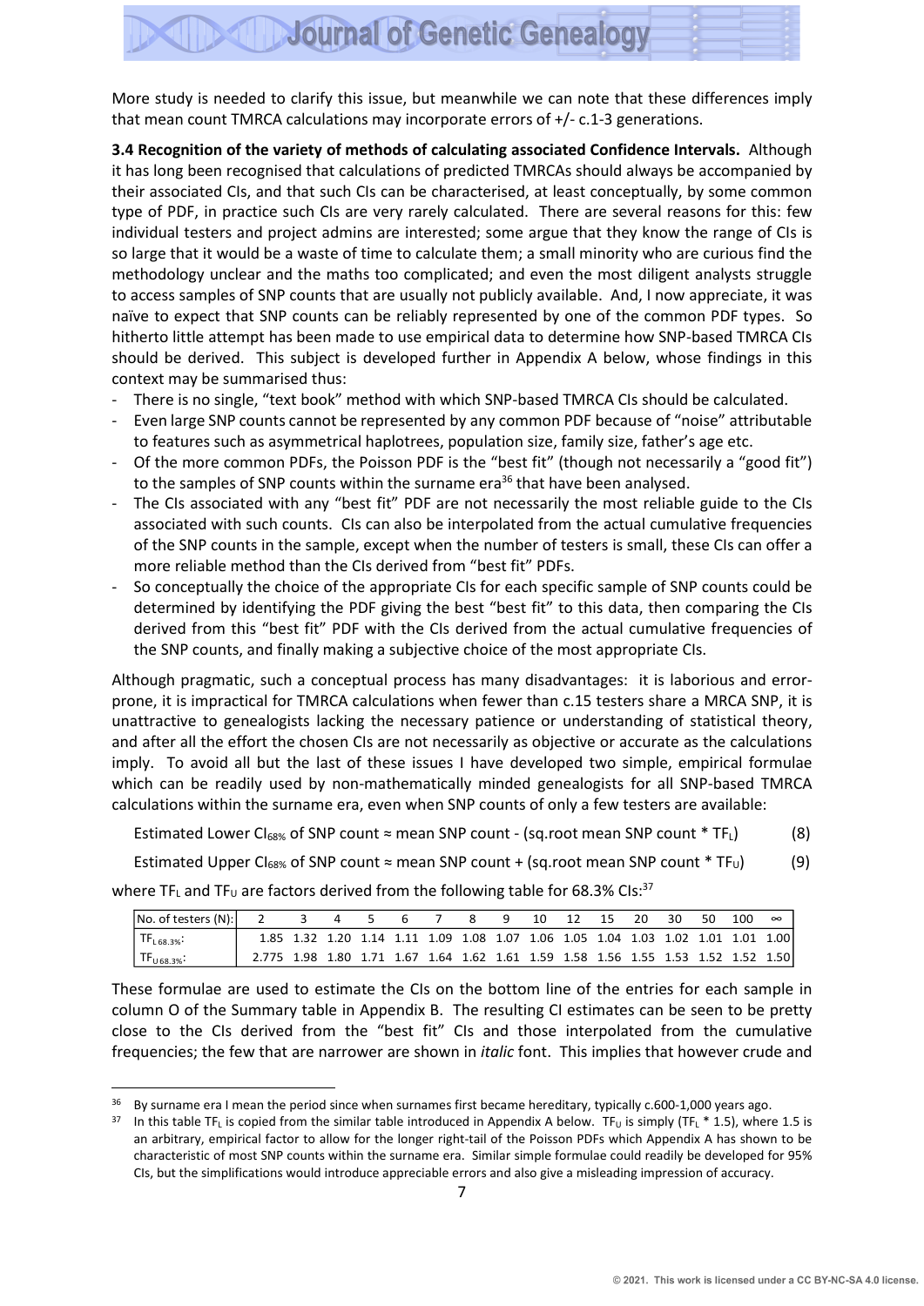More study is needed to clarify this issue, but meanwhile we can note that these differences imply that mean count TMRCA calculations may incorporate errors of +/- c.1-3 generations.

**3.4 Recognition of the variety of methods of calculating associated Confidence Intervals.** Although it has long been recognised that calculations of predicted TMRCAs should always be accompanied by their associated CIs, and that such CIs can be characterised, at least conceptually, by some common type of PDF, in practice such CIs are very rarely calculated. There are several reasons for this: few individual testers and project admins are interested; some argue that they know the range of CIs is so large that it would be a waste of time to calculate them; a small minority who are curious find the methodology unclear and the maths too complicated; and even the most diligent analysts struggle to access samples of SNP counts that are usually not publicly available. And, I now appreciate, it was naïve to expect that SNP counts can be reliably represented by one of the common PDF types. So hitherto little attempt has been made to use empirical data to determine how SNP-based TMRCA CIs should be derived. This subject is developed further in Appendix A below, whose findings in this context may be summarised thus:

- There is no single, "text book" method with which SNP-based TMRCA CIs should be calculated.
- Even large SNP counts cannot be represented by any common PDF because of "noise" attributable to features such as asymmetrical haplotrees, population size, family size, father's age etc.
- Of the more common PDFs, the Poisson PDF is the "best fit" (though not necessarily a "good fit") to the samples of SNP counts within the surname era[36] that have been analysed.
- The CIs associated with any "best fit" PDF are not necessarily the most reliable guide to the CIs associated with such counts. CIs can also be interpolated from the actual cumulative frequencies of the SNP counts in the sample, except when the number of testers is small, these CIs can offer a more reliable method than the CIs derived from "best fit" PDFs.
- So conceptually the choice of the appropriate CIs for each specific sample of SNP counts could be determined by identifying the PDF giving the best "best fit" to this data, then comparing the CIs derived from this "best fit" PDF with the CIs derived from the actual cumulative frequencies of the SNP counts, and finally making a subjective choice of the most appropriate CIs.

Although pragmatic, such a conceptual process has many disadvantages: it is laborious and error-prone, it is impractical for TMRCA calculations when fewer than c.15 testers share a MRCA SNP, it is unattractive to genealogists lacking the necessary patience or understanding of statistical theory, and after all the effort the chosen CIs are not necessarily as objective or accurate as the calculations imply. To avoid all but the last of these issues I have developed two simple, empirical formulae which can be readily used by non-mathematically minded genealogists for all SNP-based TMRCA calculations within the surname era, even when SNP counts of only a few testers are available:

Estimated Lower $CI_{68\%}$ of SNP count ≈ mean SNP count - (sq.root mean SNP count * $TF_L$) (8)

Estimated Upper $CI_{68\%}$ of SNP count ≈ mean SNP count + (sq.root mean SNP count * $TF_U$) (9)

where $TF_L$ and $TF_U$ are factors derived from the following table for 68.3% CIs:[37]

| No. of testers (N): | 2 | 3 | 4 | 5 | 6 | 7 | 8 | 9 | 10 | 12 | 15 | 20 | 30 | 50 | 100 | ∞ |
|---|---|---|---|---|---|---|---|---|---|---|---|---|---|---|---|---|
| $TF_{L\,68.3\%}$: | 1.85 | 1.32 | 1.20 | 1.14 | 1.11 | 1.09 | 1.08 | 1.07 | 1.06 | 1.05 | 1.04 | 1.03 | 1.02 | 1.01 | 1.01 | 1.00 |
| $TF_{U\,68.3\%}$: | 2.775 | 1.98 | 1.80 | 1.71 | 1.67 | 1.64 | 1.62 | 1.61 | 1.59 | 1.58 | 1.56 | 1.55 | 1.53 | 1.52 | 1.52 | 1.50 |

These formulae are used to estimate the CIs on the bottom line of the entries for each sample in column O of the Summary table in Appendix B. The resulting CI estimates can be seen to be pretty close to the CIs derived from the "best fit" CIs and those interpolated from the cumulative frequencies; the few that are narrower are shown in *italic* font. This implies that however crude and

[36] By surname era I mean the period since when surnames first became hereditary, typically c.600-1,000 years ago.

[37] In this table $TF_L$ is copied from the similar table introduced in Appendix A below. $TF_U$ is simply ($TF_L$ * 1.5), where 1.5 is an arbitrary, empirical factor to allow for the longer right-tail of the Poisson PDFs which Appendix A has shown to be characteristic of most SNP counts within the surname era. Similar simple formulae could readily be developed for 95% CIs, but the simplifications would introduce appreciable errors and also give a misleading impression of accuracy.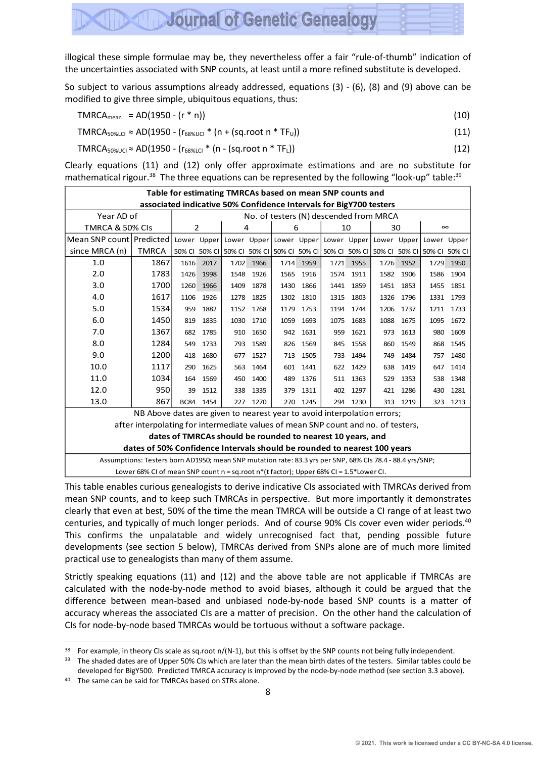illogical these simple formulae may be, they nevertheless offer a fair "rule-of-thumb" indication of the uncertainties associated with SNP counts, at least until a more refined substitute is developed.

So subject to various assumptions already addressed, equations (3) - (6), (8) and (9) above can be modified to give three simple, ubiquitous equations, thus:

$$TMRCA_{mean} = AD(1950 - (r * n)) \quad (10)$$

$$TMRCA_{50\%LCI} \approx AD(1950 - (r_{68\%UCI} * (n + (sq.root\ n * TF_U)) \quad (11)$$

$$TMRCA_{50\%UCI} \approx AD(1950 - (r_{68\%LCI} * (n - (sq.root\ n * TF_L)) \quad (12)$$

Clearly equations (11) and (12) only offer approximate estimations and are no substitute for mathematical rigour.[38] The three equations can be represented by the following "look-up" table:[39]

| Table for estimating TMRCAs based on mean SNP counts and associated indicative 50% Confidence Intervals for BigY700 testers | | | | | | | | | | | | | |
|---|---|---|---|---|---|---|---|---|---|---|---|---|---|
| Year AD of TMRCA & 50% CIs | | No. of testers (N) descended from MRCA | | | | | | | | | | | |
| | | 2 | | 4 | | 6 | | 10 | | 30 | | ∞ | |
| Mean SNP count since MRCA (n) | Predicted TMRCA | Lower 50% CI | Upper 50% CI | Lower 50% CI | Upper 50% CI | Lower 50% CI | Upper 50% CI | Lower 50% CI | Upper 50% CI | Lower 50% CI | Upper 50% CI | Lower 50% CI | Upper 50% CI |
| 1.0 | 1867 | 1616 | 2017 | 1702 | 1966 | 1714 | 1959 | 1721 | 1955 | 1726 | 1952 | 1729 | 1950 |
| 2.0 | 1783 | 1426 | 1998 | 1548 | 1926 | 1565 | 1916 | 1574 | 1911 | 1582 | 1906 | 1586 | 1904 |
| 3.0 | 1700 | 1260 | 1966 | 1409 | 1878 | 1430 | 1866 | 1441 | 1859 | 1451 | 1853 | 1455 | 1851 |
| 4.0 | 1617 | 1106 | 1926 | 1278 | 1825 | 1302 | 1810 | 1315 | 1803 | 1326 | 1796 | 1331 | 1793 |
| 5.0 | 1534 | 959 | 1882 | 1152 | 1768 | 1179 | 1753 | 1194 | 1744 | 1206 | 1737 | 1211 | 1733 |
| 6.0 | 1450 | 819 | 1835 | 1030 | 1710 | 1059 | 1693 | 1075 | 1683 | 1088 | 1675 | 1095 | 1672 |
| 7.0 | 1367 | 682 | 1785 | 910 | 1650 | 942 | 1631 | 959 | 1621 | 973 | 1613 | 980 | 1609 |
| 8.0 | 1284 | 549 | 1733 | 793 | 1589 | 826 | 1569 | 845 | 1558 | 860 | 1549 | 868 | 1545 |
| 9.0 | 1200 | 418 | 1680 | 677 | 1527 | 713 | 1505 | 733 | 1494 | 749 | 1484 | 757 | 1480 |
| 10.0 | 1117 | 290 | 1625 | 563 | 1464 | 601 | 1441 | 622 | 1429 | 638 | 1419 | 647 | 1414 |
| 11.0 | 1034 | 164 | 1569 | 450 | 1400 | 489 | 1376 | 511 | 1363 | 529 | 1353 | 538 | 1348 |
| 12.0 | 950 | 39 | 1512 | 338 | 1335 | 379 | 1311 | 402 | 1297 | 421 | 1286 | 430 | 1281 |
| 13.0 | 867 | BC84 | 1454 | 227 | 1270 | 270 | 1245 | 294 | 1230 | 313 | 1219 | 323 | 1213 |
| NB Above dates are given to nearest year to avoid interpolation errors; after interpolating for intermediate values of mean SNP count and no. of testers, **dates of TMRCAs should be rounded to nearest 10 years, and dates of 50% Confidence Intervals should be rounded to nearest 100 years** | | | | | | | | | | | | | |
| Assumptions: Testers born AD1950; mean SNP mutation rate: 83.3 yrs per SNP, 68% CIs 78.4 - 88.4 yrs/SNP; Lower 68% CI of mean SNP count n = sq.root n*(t factor); Upper 68% CI = 1.5*Lower CI. | | | | | | | | | | | | | |

This table enables curious genealogists to derive indicative CIs associated with TMRCAs derived from mean SNP counts, and to keep such TMRCAs in perspective. But more importantly it demonstrates clearly that even at best, 50% of the time the mean TMRCA will be outside a CI range of at least two centuries, and typically of much longer periods. And of course 90% CIs cover even wider periods.[40] This confirms the unpalatable and widely unrecognised fact that, pending possible future developments (see section 5 below), TMRCAs derived from SNPs alone are of much more limited practical use to genealogists than many of them assume.

Strictly speaking equations (11) and (12) and the above table are not applicable if TMRCAs are calculated with the node-by-node method to avoid biases, although it could be argued that the difference between mean-based and unbiased node-by-node based SNP counts is a matter of accuracy whereas the associated CIs are a matter of precision. On the other hand the calculation of CIs for node-by-node based TMRCAs would be tortuous without a software package.

---

[38] For example, in theory CIs scale as sq.root n/(N-1), but this is offset by the SNP counts not being fully independent.

[39] The shaded dates are of Upper 50% CIs which are later than the mean birth dates of the testers. Similar tables could be developed for BigY500. Predicted TMRCA accuracy is improved by the node-by-node method (see section 3.3 above).

[40] The same can be said for TMRCAs based on STRs alone.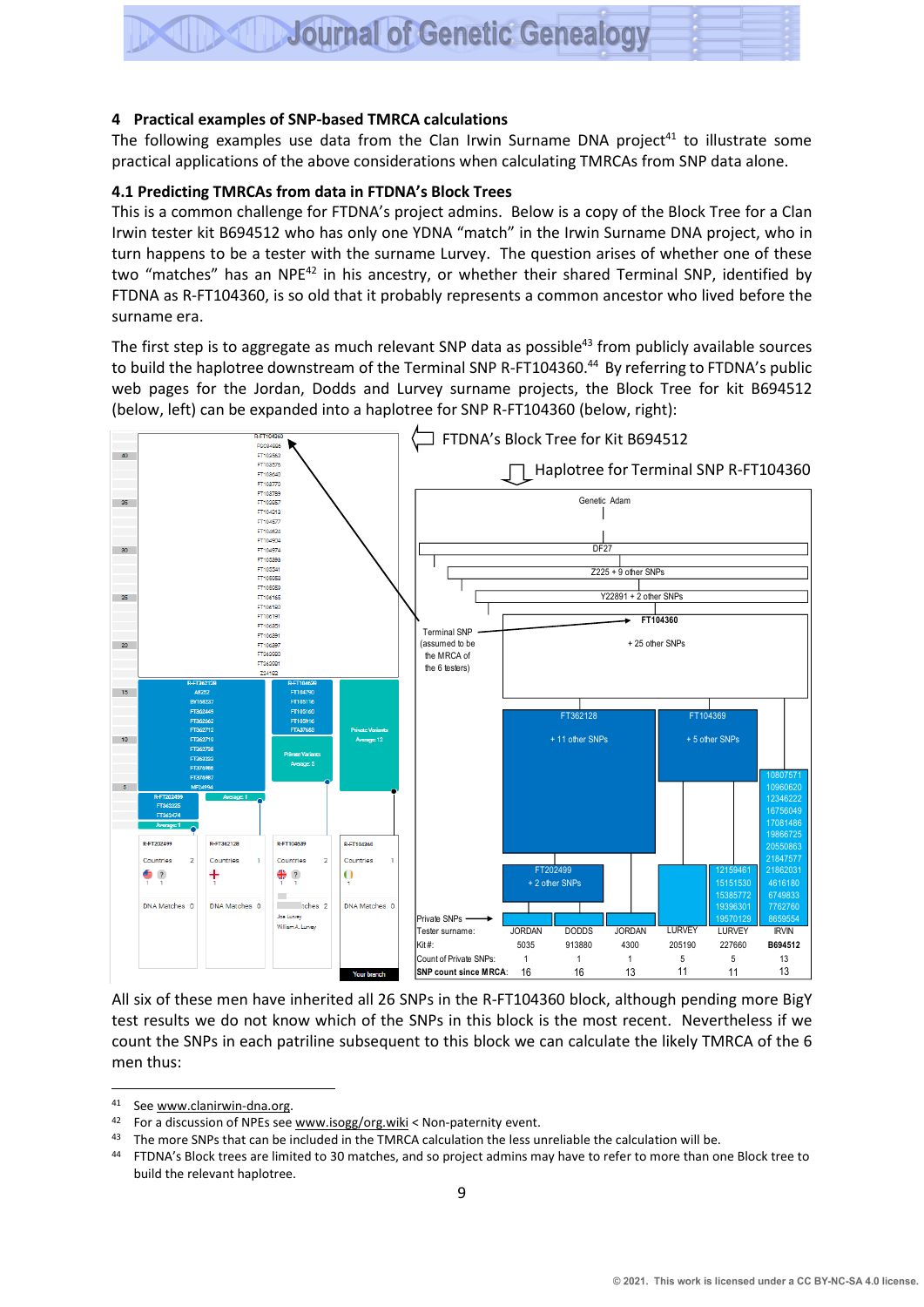## 4 Practical examples of SNP-based TMRCA calculations

The following examples use data from the Clan Irwin Surname DNA project[41] to illustrate some practical applications of the above considerations when calculating TMRCAs from SNP data alone.

### 4.1 Predicting TMRCAs from data in FTDNA's Block Trees

This is a common challenge for FTDNA's project admins. Below is a copy of the Block Tree for a Clan Irwin tester kit B694512 who has only one YDNA "match" in the Irwin Surname DNA project, who in turn happens to be a tester with the surname Lurvey. The question arises of whether one of these two "matches" has an NPE[42] in his ancestry, or whether their shared Terminal SNP, identified by FTDNA as R-FT104360, is so old that it probably represents a common ancestor who lived before the surname era.

The first step is to aggregate as much relevant SNP data as possible[43] from publicly available sources to build the haplotree downstream of the Terminal SNP R-FT104360.[44] By referring to FTDNA's public web pages for the Jordan, Dodds and Lurvey surname projects, the Block Tree for kit B694512 (below, left) can be expanded into a haplotree for SNP R-FT104360 (below, right):

FTDNA's Block Tree for Kit B694512

Haplotree for Terminal SNP R-FT104360

| Tester surname: | JORDAN | DODDS | JORDAN | LURVEY | LURVEY | IRVIN |
|---|---|---|---|---|---|---|
| Kit#: | 5035 | 913880 | 4300 | 205190 | 227660 | B694512 |
| Count of Private SNPs: | 1 | 1 | 1 | 5 | 5 | 13 |
| SNP count since MRCA: | 16 | 16 | 13 | 11 | 11 | 13 |

All six of these men have inherited all 26 SNPs in the R-FT104360 block, although pending more BigY test results we do not know which of the SNPs in this block is the most recent. Nevertheless if we count the SNPs in each patriline subsequent to this block we can calculate the likely TMRCA of the 6 men thus:

---

[41] See www.clanirwin-dna.org.

[42] For a discussion of NPEs see www.isogg/org.wiki < Non-paternity event.

[43] The more SNPs that can be included in the TMRCA calculation the less unreliable the calculation will be.

[44] FTDNA's Block trees are limited to 30 matches, and so project admins may have to refer to more than one Block tree to build the relevant haplotree.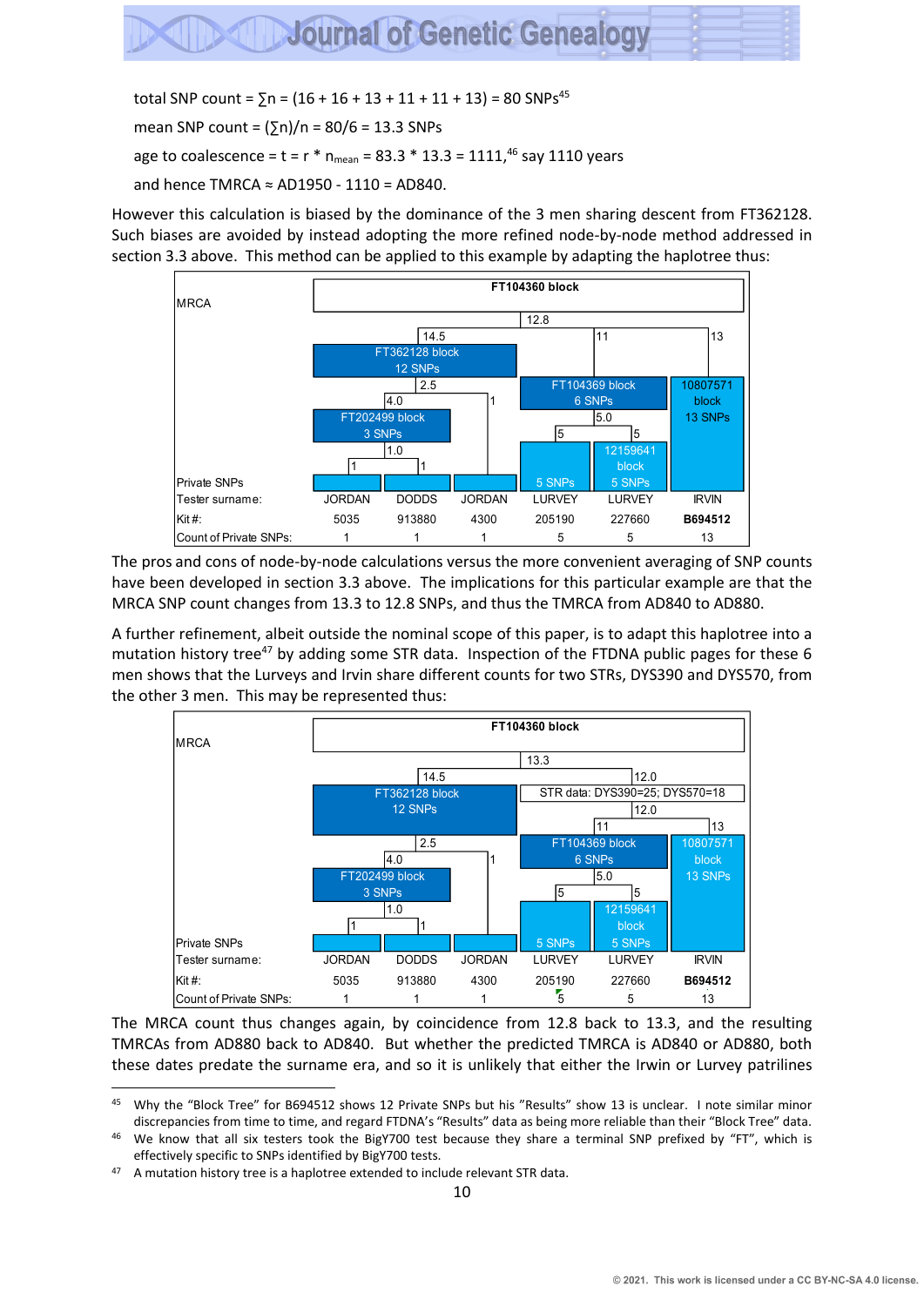total SNP count = $\sum n$ = (16 + 16 + 13 + 11 + 11 + 13) = 80 SNPs[45]

mean SNP count = $(\sum n)/n$ = 80/6 = 13.3 SNPs

age to coalescence = t = r * $n_{mean}$ = 83.3 * 13.3 = 1111,[46] say 1110 years

and hence TMRCA ≈ AD1950 - 1110 = AD840.

However this calculation is biased by the dominance of the 3 men sharing descent from FT362128. Such biases are avoided by instead adopting the more refined node-by-node method addressed in section 3.3 above. This method can be applied to this example by adapting the haplotree thus:

| MRCA | FT104360 block | | | | | |
|---|---|---|---|---|---|---|
| | 12.8 | | | | | |
| | 14.5: FT362128 block 12 SNPs | | | 11: FT104369 block 6 SNPs | | 13: 10807571 block 13 SNPs |
| | 2.5 | | 1 | 5.0 | | |
| | 4.0: FT202499 block 3 SNPs | | | 5 | 5 | |
| | 1.0 | | | | 12159641 block | |
| Private SNPs | 1 | 1 | | 5 SNPs | 5 SNPs | |
| Tester surname: | JORDAN | DODDS | JORDAN | LURVEY | LURVEY | IRVIN |
| Kit #: | 5035 | 913880 | 4300 | 205190 | 227660 | **B694512** |
| Count of Private SNPs: | 1 | 1 | 1 | 5 | 5 | 13 |

The pros and cons of node-by-node calculations versus the more convenient averaging of SNP counts have been developed in section 3.3 above. The implications for this particular example are that the MRCA SNP count changes from 13.3 to 12.8 SNPs, and thus the TMRCA from AD840 to AD880.

A further refinement, albeit outside the nominal scope of this paper, is to adapt this haplotree into a mutation history tree[47] by adding some STR data. Inspection of the FTDNA public pages for these 6 men shows that the Lurveys and Irvin share different counts for two STRs, DYS390 and DYS570, from the other 3 men. This may be represented thus:

| MRCA | FT104360 block | | | | | |
|---|---|---|---|---|---|---|
| | 13.3 | | | | | |
| | 14.5: FT362128 block 12 SNPs | | | 12.0: STR data: DYS390=25; DYS570=18 | | |
| | | | | 12.0 | | |
| | | | | 11: FT104369 block 6 SNPs | | 13: 10807571 block 13 SNPs |
| | 2.5 | | 1 | 5.0 | | |
| | 4.0: FT202499 block 3 SNPs | | | 5 | 5 | |
| | 1.0 | | | | 12159641 block | |
| Private SNPs | 1 | 1 | | 5 SNPs | 5 SNPs | |
| Tester surname: | JORDAN | DODDS | JORDAN | LURVEY | LURVEY | IRVIN |
| Kit #: | 5035 | 913880 | 4300 | 205190 | 227660 | **B694512** |
| Count of Private SNPs: | 1 | 1 | 1 | 5 | 5 | 13 |

The MRCA count thus changes again, by coincidence from 12.8 back to 13.3, and the resulting TMRCAs from AD880 back to AD840. But whether the predicted TMRCA is AD840 or AD880, both these dates predate the surname era, and so it is unlikely that either the Irwin or Lurvey patrilines

---

[45] Why the "Block Tree" for B694512 shows 12 Private SNPs but his "Results" show 13 is unclear. I note similar minor discrepancies from time to time, and regard FTDNA's "Results" data as being more reliable than their "Block Tree" data.

[46] We know that all six testers took the BigY700 test because they share a terminal SNP prefixed by "FT", which is effectively specific to SNPs identified by BigY700 tests.

[47] A mutation history tree is a haplotree extended to include relevant STR data.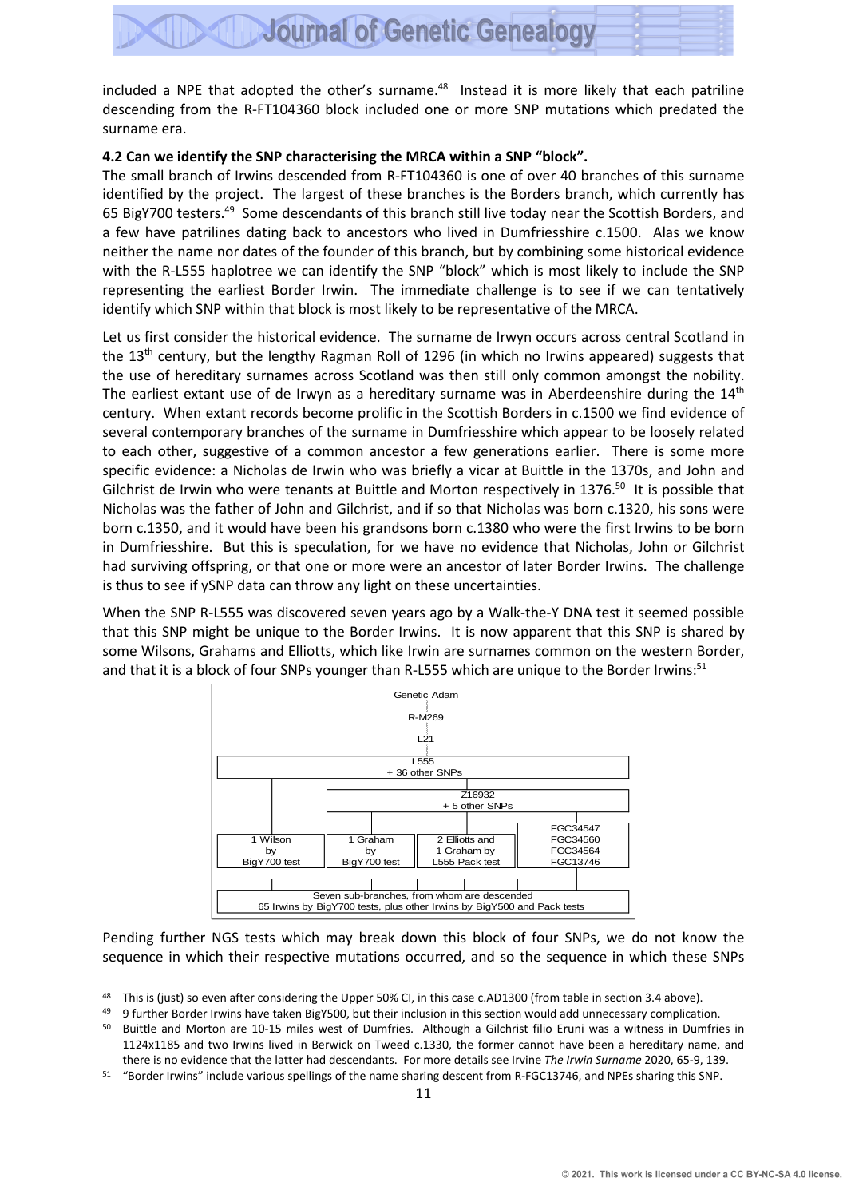included a NPE that adopted the other's surname.[48] Instead it is more likely that each patriline descending from the R-FT104360 block included one or more SNP mutations which predated the surname era.

**4.2 Can we identify the SNP characterising the MRCA within a SNP "block".**

The small branch of Irwins descended from R-FT104360 is one of over 40 branches of this surname identified by the project. The largest of these branches is the Borders branch, which currently has 65 BigY700 testers.[49] Some descendants of this branch still live today near the Scottish Borders, and a few have patrilines dating back to ancestors who lived in Dumfriesshire c.1500. Alas we know neither the name nor dates of the founder of this branch, but by combining some historical evidence with the R-L555 haplotree we can identify the SNP "block" which is most likely to include the SNP representing the earliest Border Irwin. The immediate challenge is to see if we can tentatively identify which SNP within that block is most likely to be representative of the MRCA.

Let us first consider the historical evidence. The surname de Irwyn occurs across central Scotland in the 13th century, but the lengthy Ragman Roll of 1296 (in which no Irwins appeared) suggests that the use of hereditary surnames across Scotland was then still only common amongst the nobility. The earliest extant use of de Irwyn as a hereditary surname was in Aberdeenshire during the 14th century. When extant records become prolific in the Scottish Borders in c.1500 we find evidence of several contemporary branches of the surname in Dumfriesshire which appear to be loosely related to each other, suggestive of a common ancestor a few generations earlier. There is some more specific evidence: a Nicholas de Irwin who was briefly a vicar at Buittle in the 1370s, and John and Gilchrist de Irwin who were tenants at Buittle and Morton respectively in 1376.[50] It is possible that Nicholas was the father of John and Gilchrist, and if so that Nicholas was born c.1320, his sons were born c.1350, and it would have been his grandsons born c.1380 who were the first Irwins to be born in Dumfriesshire. But this is speculation, for we have no evidence that Nicholas, John or Gilchrist had surviving offspring, or that one or more were an ancestor of later Border Irwins. The challenge is thus to see if ySNP data can throw any light on these uncertainties.

When the SNP R-L555 was discovered seven years ago by a Walk-the-Y DNA test it seemed possible that this SNP might be unique to the Border Irwins. It is now apparent that this SNP is shared by some Wilsons, Grahams and Elliotts, which like Irwin are surnames common on the western Border, and that it is a block of four SNPs younger than R-L555 which are unique to the Border Irwins:[51]

```
Genetic Adam
   R-M269
    L21
L555 + 36 other SNPs
├── 1 Wilson by BigY700 test
└── Z16932 + 5 other SNPs
    ├── 1 Graham by BigY700 test
    ├── 2 Elliotts and 1 Graham by L555 Pack test
    └── FGC34547, FGC34560, FGC34564, FGC13746
        └── Seven sub-branches, from whom are descended
            65 Irwins by BigY700 tests, plus other Irwins by BigY500 and Pack tests
```

Pending further NGS tests which may break down this block of four SNPs, we do not know the sequence in which their respective mutations occurred, and so the sequence in which these SNPs

---

[48] This is (just) so even after considering the Upper 50% CI, in this case c.AD1300 (from table in section 3.4 above).

[49] 9 further Border Irwins have taken BigY500, but their inclusion in this section would add unnecessary complication.

[50] Buittle and Morton are 10-15 miles west of Dumfries. Although a Gilchrist filio Eruni was a witness in Dumfries in 1124x1185 and two Irwins lived in Berwick on Tweed c.1330, the former cannot have been a hereditary name, and there is no evidence that the latter had descendants. For more details see Irvine *The Irwin Surname* 2020, 65-9, 139.

[51] "Border Irwins" include various spellings of the name sharing descent from R-FGC13746, and NPEs sharing this SNP.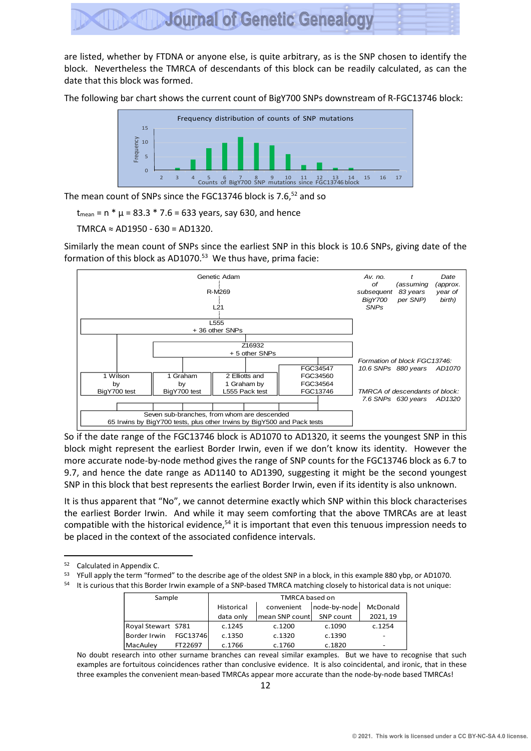are listed, whether by FTDNA or anyone else, is quite arbitrary, as is the SNP chosen to identify the block. Nevertheless the TMRCA of descendants of this block can be readily calculated, as can the date that this block was formed.

The following bar chart shows the current count of BigY700 SNPs downstream of R-FGC13746 block:

Frequency distribution of counts of SNP mutations

The mean count of SNPs since the FGC13746 block is 7.6,[52] and so

$t_{mean} = n * \mu = 83.3 * 7.6 = 633$ years, say 630, and hence

TMRCA ≈ AD1950 - 630 = AD1320.

Similarly the mean count of SNPs since the earliest SNP in this block is 10.6 SNPs, giving date of the formation of this block as AD1070.[53] We thus have, prima facie:

| Tree | Av. no. of subsequent BigY700 SNPs | t (assuming 83 years per SNP) | Date (approx. year of birth) |
|---|---|---|---|
| Genetic Adam → R-M269 → L21 | | | |
| L555 + 36 other SNPs | | | |
| Z16932 + 5 other SNPs | | | |
| Branches: 1 Wilson by BigY700 test; 1 Graham by BigY700 test; 2 Elliotts and 1 Graham by L555 Pack test; FGC34547, FGC34560, FGC34564, FGC13746 | Formation of block FGC13746: 10.6 SNPs | 880 years | AD1070 |
| Seven sub-branches, from whom are descended 65 Irwins by BigY700 tests, plus other Irwins by BigY500 and Pack tests | TMRCA of descendants of block: 7.6 SNPs | 630 years | AD1320 |

So if the date range of the FGC13746 block is AD1070 to AD1320, it seems the youngest SNP in this block might represent the earliest Border Irwin, even if we don't know its identity. However the more accurate node-by-node method gives the range of SNP counts for the FGC13746 block as 6.7 to 9.7, and hence the date range as AD1140 to AD1390, suggesting it might be the second youngest SNP in this block that best represents the earliest Border Irwin, even if its identity is also unknown.

It is thus apparent that "No", we cannot determine exactly which SNP within this block characterises the earliest Border Irwin. And while it may seem comforting that the above TMRCAs are at least compatible with the historical evidence,[54] it is important that even this tenuous impression needs to be placed in the context of the associated confidence intervals.

---

[52] Calculated in Appendix C.

[53] YFull apply the term "formed" to the describe age of the oldest SNP in a block, in this example 880 ybp, or AD1070.

[54] It is curious that this Border Irwin example of a SNP-based TMRCA matching closely to historical data is not unique:

| Sample | | TMRCA based on | | | |
|---|---|---|---|---|---|
| | | Historical data only | convenient mean SNP count | node-by-node SNP count | McDonald 2021, 19 |
| Royal Stewart | S781 | c.1245 | c.1200 | c.1090 | c.1254 |
| Border Irwin | FGC13746 | c.1350 | c.1320 | c.1390 | - |
| MacAuley | FT22697 | c.1766 | c.1760 | c.1820 | - |

No doubt research into other surname branches can reveal similar examples. But we have to recognise that such examples are fortuitous coincidences rather than conclusive evidence. It is also coincidental, and ironic, that in these three examples the convenient mean-based TMRCAs appear more accurate than the node-by-node based TMRCAs!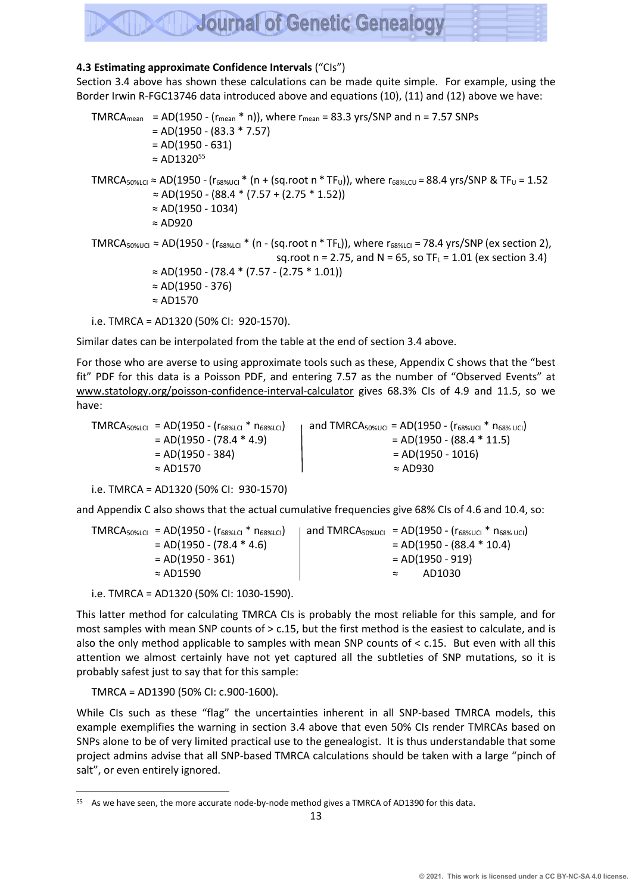### 4.3 Estimating approximate Confidence Intervals ("CIs")

Section 3.4 above has shown these calculations can be made quite simple. For example, using the Border Irwin R-FGC13746 data introduced above and equations (10), (11) and (12) above we have:

$TMRCA_{mean}$ = AD(1950 - ($r_{mean}$ * n)), where $r_{mean}$ = 83.3 yrs/SNP and n = 7.57 SNPs
= AD(1950 - (83.3 * 7.57)
= AD(1950 - 631)
≈ AD1320[55]

$TMRCA_{50\%LCI}$ ≈ AD(1950 - ($r_{68\%UCI}$ * (n + (sq.root n * $TF_U$)), where $r_{68\%LCU}$ = 88.4 yrs/SNP & $TF_U$ = 1.52
≈ AD(1950 - (88.4 * (7.57 + (2.75 * 1.52))
≈ AD(1950 - 1034)
≈ AD920

$TMRCA_{50\%UCI}$ ≈ AD(1950 - ($r_{68\%LCI}$ * (n - (sq.root n * $TF_L$)), where $r_{68\%LCI}$ = 78.4 yrs/SNP (ex section 2), sq.root n = 2.75, and N = 65, so $TF_L$ = 1.01 (ex section 3.4)
≈ AD(1950 - (78.4 * (7.57 - (2.75 * 1.01))
≈ AD(1950 - 376)
≈ AD1570

i.e. TMRCA = AD1320 (50% CI: 920-1570).

Similar dates can be interpolated from the table at the end of section 3.4 above.

For those who are averse to using approximate tools such as these, Appendix C shows that the "best fit" PDF for this data is a Poisson PDF, and entering 7.57 as the number of "Observed Events" at www.statology.org/poisson-confidence-interval-calculator gives 68.3% CIs of 4.9 and 11.5, so we have:

$TMRCA_{50\%LCI}$ = AD(1950 - ($r_{68\%LCI}$ * $n_{68\%LCI}$)
= AD(1950 - (78.4 * 4.9)
= AD(1950 - 384)
≈ AD1570

and $TMRCA_{50\%UCI}$ = AD(1950 - ($r_{68\%UCI}$ * $n_{68\% UCI}$)
= AD(1950 - (88.4 * 11.5)
= AD(1950 - 1016)
≈ AD930

i.e. TMRCA = AD1320 (50% CI: 930-1570)

and Appendix C also shows that the actual cumulative frequencies give 68% CIs of 4.6 and 10.4, so:

$TMRCA_{50\%LCI}$ = AD(1950 - ($r_{68\%LCI}$ * $n_{68\%LCI}$)
= AD(1950 - (78.4 * 4.6)
= AD(1950 - 361)
≈ AD1590

and $TMRCA_{50\%UCI}$ = AD(1950 - ($r_{68\%UCI}$ * $n_{68\% UCI}$)
= AD(1950 - (88.4 * 10.4)
= AD(1950 - 919)
≈ AD1030

i.e. TMRCA = AD1320 (50% CI: 1030-1590).

This latter method for calculating TMRCA CIs is probably the most reliable for this sample, and for most samples with mean SNP counts of > c.15, but the first method is the easiest to calculate, and is also the only method applicable to samples with mean SNP counts of < c.15. But even with all this attention we almost certainly have not yet captured all the subtleties of SNP mutations, so it is probably safest just to say that for this sample:

TMRCA = AD1390 (50% CI: c.900-1600).

While CIs such as these "flag" the uncertainties inherent in all SNP-based TMRCA models, this example exemplifies the warning in section 3.4 above that even 50% CIs render TMRCAs based on SNPs alone to be of very limited practical use to the genealogist. It is thus understandable that some project admins advise that all SNP-based TMRCA calculations should be taken with a large "pinch of salt", or even entirely ignored.

[55] As we have seen, the more accurate node-by-node method gives a TMRCA of AD1390 for this data.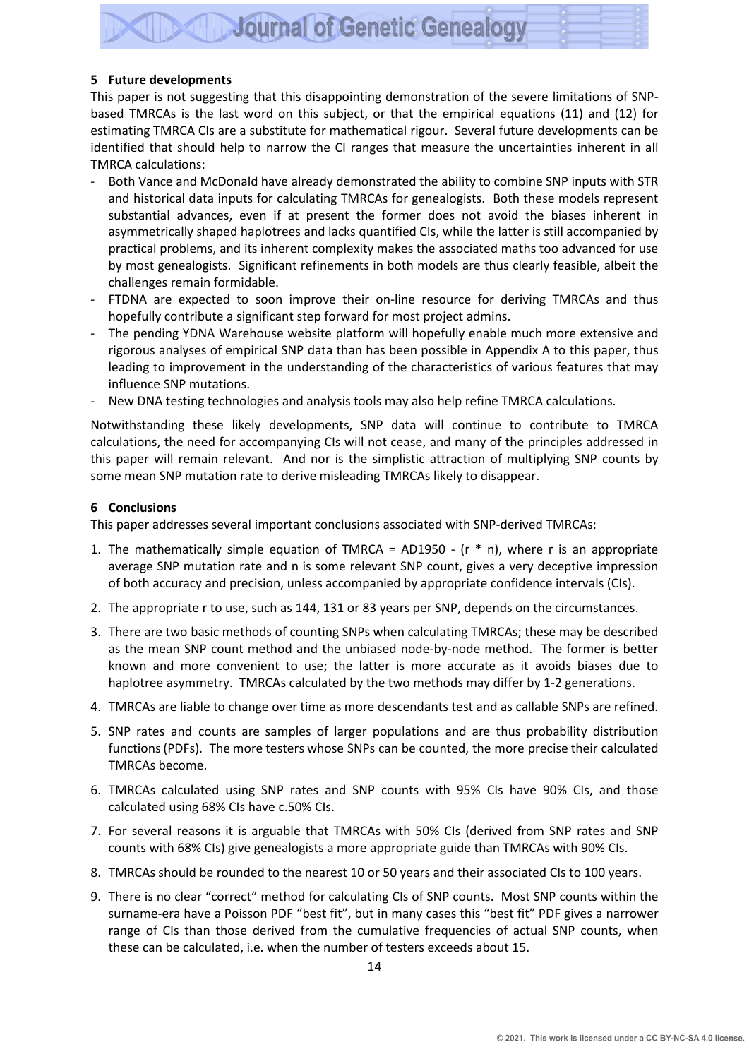## 5 Future developments

This paper is not suggesting that this disappointing demonstration of the severe limitations of SNP-based TMRCAs is the last word on this subject, or that the empirical equations (11) and (12) for estimating TMRCA CIs are a substitute for mathematical rigour. Several future developments can be identified that should help to narrow the CI ranges that measure the uncertainties inherent in all TMRCA calculations:

- Both Vance and McDonald have already demonstrated the ability to combine SNP inputs with STR and historical data inputs for calculating TMRCAs for genealogists. Both these models represent substantial advances, even if at present the former does not avoid the biases inherent in asymmetrically shaped haplotrees and lacks quantified CIs, while the latter is still accompanied by practical problems, and its inherent complexity makes the associated maths too advanced for use by most genealogists. Significant refinements in both models are thus clearly feasible, albeit the challenges remain formidable.
- FTDNA are expected to soon improve their on-line resource for deriving TMRCAs and thus hopefully contribute a significant step forward for most project admins.
- The pending YDNA Warehouse website platform will hopefully enable much more extensive and rigorous analyses of empirical SNP data than has been possible in Appendix A to this paper, thus leading to improvement in the understanding of the characteristics of various features that may influence SNP mutations.
- New DNA testing technologies and analysis tools may also help refine TMRCA calculations.

Notwithstanding these likely developments, SNP data will continue to contribute to TMRCA calculations, the need for accompanying CIs will not cease, and many of the principles addressed in this paper will remain relevant. And nor is the simplistic attraction of multiplying SNP counts by some mean SNP mutation rate to derive misleading TMRCAs likely to disappear.

## 6 Conclusions

This paper addresses several important conclusions associated with SNP-derived TMRCAs:

1. The mathematically simple equation of TMRCA = AD1950 - (r * n), where r is an appropriate average SNP mutation rate and n is some relevant SNP count, gives a very deceptive impression of both accuracy and precision, unless accompanied by appropriate confidence intervals (CIs).
2. The appropriate r to use, such as 144, 131 or 83 years per SNP, depends on the circumstances.
3. There are two basic methods of counting SNPs when calculating TMRCAs; these may be described as the mean SNP count method and the unbiased node-by-node method. The former is better known and more convenient to use; the latter is more accurate as it avoids biases due to haplotree asymmetry. TMRCAs calculated by the two methods may differ by 1-2 generations.
4. TMRCAs are liable to change over time as more descendants test and as callable SNPs are refined.
5. SNP rates and counts are samples of larger populations and are thus probability distribution functions (PDFs). The more testers whose SNPs can be counted, the more precise their calculated TMRCAs become.
6. TMRCAs calculated using SNP rates and SNP counts with 95% CIs have 90% CIs, and those calculated using 68% CIs have c.50% CIs.
7. For several reasons it is arguable that TMRCAs with 50% CIs (derived from SNP rates and SNP counts with 68% CIs) give genealogists a more appropriate guide than TMRCAs with 90% CIs.
8. TMRCAs should be rounded to the nearest 10 or 50 years and their associated CIs to 100 years.
9. There is no clear "correct" method for calculating CIs of SNP counts. Most SNP counts within the surname-era have a Poisson PDF "best fit", but in many cases this "best fit" PDF gives a narrower range of CIs than those derived from the cumulative frequencies of actual SNP counts, when these can be calculated, i.e. when the number of testers exceeds about 15.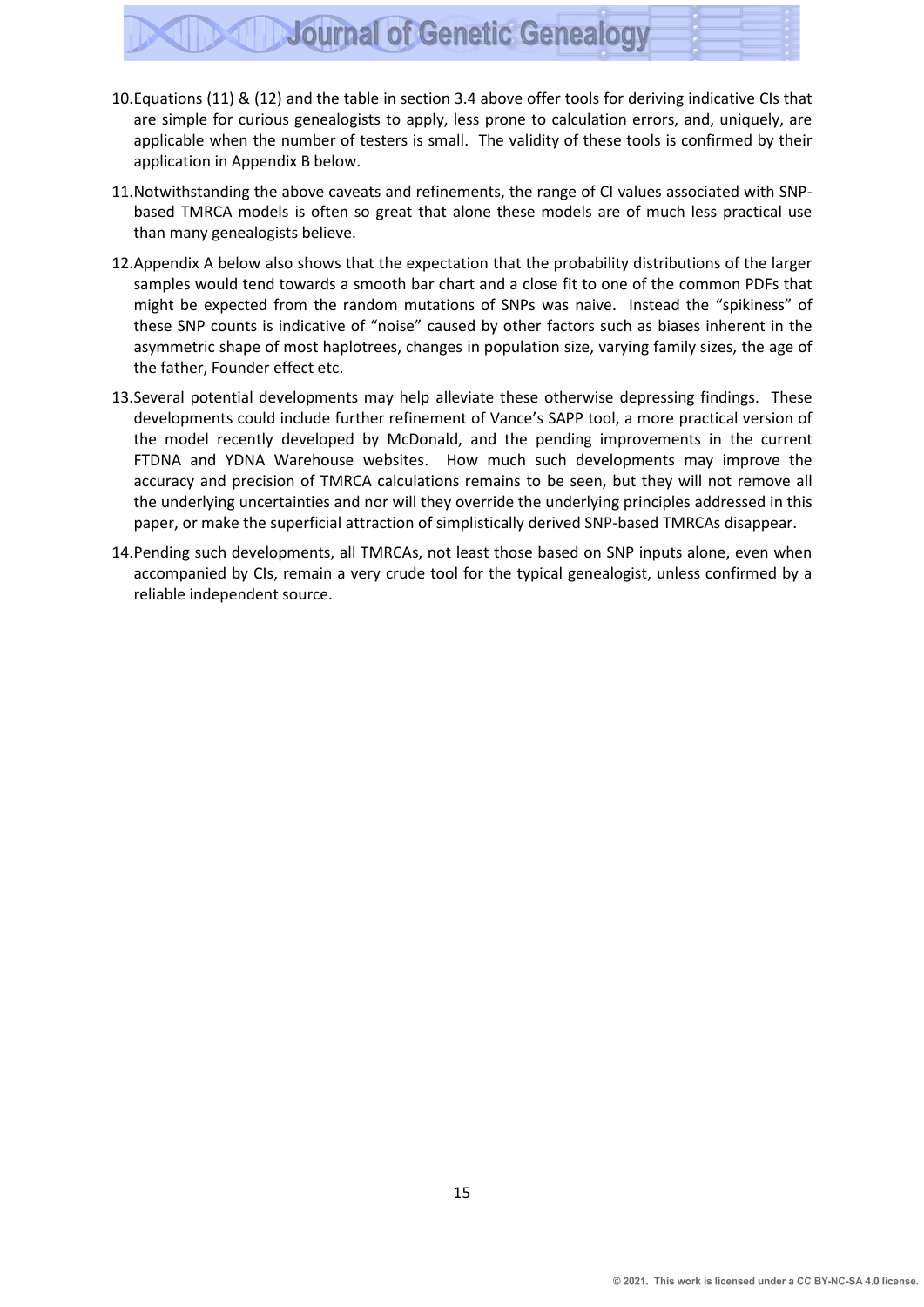10. Equations (11) & (12) and the table in section 3.4 above offer tools for deriving indicative CIs that are simple for curious genealogists to apply, less prone to calculation errors, and, uniquely, are applicable when the number of testers is small. The validity of these tools is confirmed by their application in Appendix B below.
11. Notwithstanding the above caveats and refinements, the range of CI values associated with SNP-based TMRCA models is often so great that alone these models are of much less practical use than many genealogists believe.
12. Appendix A below also shows that the expectation that the probability distributions of the larger samples would tend towards a smooth bar chart and a close fit to one of the common PDFs that might be expected from the random mutations of SNPs was naive. Instead the "spikiness" of these SNP counts is indicative of "noise" caused by other factors such as biases inherent in the asymmetric shape of most haplotrees, changes in population size, varying family sizes, the age of the father, Founder effect etc.
13. Several potential developments may help alleviate these otherwise depressing findings. These developments could include further refinement of Vance's SAPP tool, a more practical version of the model recently developed by McDonald, and the pending improvements in the current FTDNA and YDNA Warehouse websites. How much such developments may improve the accuracy and precision of TMRCA calculations remains to be seen, but they will not remove all the underlying uncertainties and nor will they override the underlying principles addressed in this paper, or make the superficial attraction of simplistically derived SNP-based TMRCAs disappear.
14. Pending such developments, all TMRCAs, not least those based on SNP inputs alone, even when accompanied by CIs, remain a very crude tool for the typical genealogist, unless confirmed by a reliable independent source.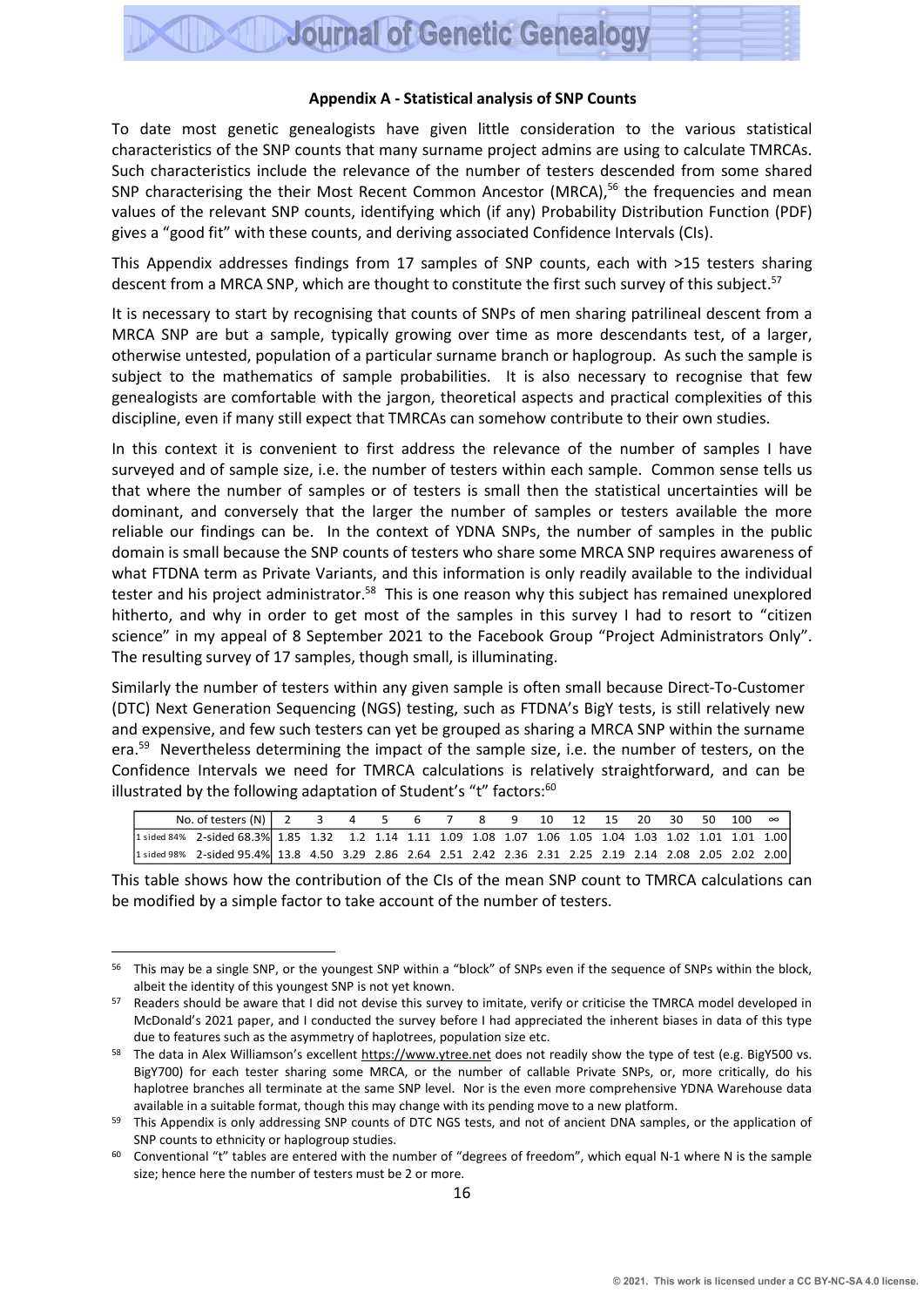### Appendix A - Statistical analysis of SNP Counts

To date most genetic genealogists have given little consideration to the various statistical characteristics of the SNP counts that many surname project admins are using to calculate TMRCAs. Such characteristics include the relevance of the number of testers descended from some shared SNP characterising the their Most Recent Common Ancestor (MRCA),[56] the frequencies and mean values of the relevant SNP counts, identifying which (if any) Probability Distribution Function (PDF) gives a "good fit" with these counts, and deriving associated Confidence Intervals (CIs).

This Appendix addresses findings from 17 samples of SNP counts, each with >15 testers sharing descent from a MRCA SNP, which are thought to constitute the first such survey of this subject.[57]

It is necessary to start by recognising that counts of SNPs of men sharing patrilineal descent from a MRCA SNP are but a sample, typically growing over time as more descendants test, of a larger, otherwise untested, population of a particular surname branch or haplogroup. As such the sample is subject to the mathematics of sample probabilities. It is also necessary to recognise that few genealogists are comfortable with the jargon, theoretical aspects and practical complexities of this discipline, even if many still expect that TMRCAs can somehow contribute to their own studies.

In this context it is convenient to first address the relevance of the number of samples I have surveyed and of sample size, i.e. the number of testers within each sample. Common sense tells us that where the number of samples or of testers is small then the statistical uncertainties will be dominant, and conversely that the larger the number of samples or testers available the more reliable our findings can be. In the context of YDNA SNPs, the number of samples in the public domain is small because the SNP counts of testers who share some MRCA SNP requires awareness of what FTDNA term as Private Variants, and this information is only readily available to the individual tester and his project administrator.[58] This is one reason why this subject has remained unexplored hitherto, and why in order to get most of the samples in this survey I had to resort to "citizen science" in my appeal of 8 September 2021 to the Facebook Group "Project Administrators Only". The resulting survey of 17 samples, though small, is illuminating.

Similarly the number of testers within any given sample is often small because Direct-To-Customer (DTC) Next Generation Sequencing (NGS) testing, such as FTDNA's BigY tests, is still relatively new and expensive, and few such testers can yet be grouped as sharing a MRCA SNP within the surname era.[59] Nevertheless determining the impact of the sample size, i.e. the number of testers, on the Confidence Intervals we need for TMRCA calculations is relatively straightforward, and can be illustrated by the following adaptation of Student's "t" factors:[60]

| | No. of testers (N) | 2 | 3 | 4 | 5 | 6 | 7 | 8 | 9 | 10 | 12 | 15 | 20 | 30 | 50 | 100 | ∞ |
|---|---|---|---|---|---|---|---|---|---|---|---|---|---|---|---|---|---|
| 1 sided 84% | 2-sided 68.3% | 1.85 | 1.32 | 1.2 | 1.14 | 1.11 | 1.09 | 1.08 | 1.07 | 1.06 | 1.05 | 1.04 | 1.03 | 1.02 | 1.01 | 1.01 | 1.00 |
| 1 sided 98% | 2-sided 95.4% | 13.8 | 4.50 | 3.29 | 2.86 | 2.64 | 2.51 | 2.42 | 2.36 | 2.31 | 2.25 | 2.19 | 2.14 | 2.08 | 2.05 | 2.02 | 2.00 |

This table shows how the contribution of the CIs of the mean SNP count to TMRCA calculations can be modified by a simple factor to take account of the number of testers.

---

[56] This may be a single SNP, or the youngest SNP within a "block" of SNPs even if the sequence of SNPs within the block, albeit the identity of this youngest SNP is not yet known.

[57] Readers should be aware that I did not devise this survey to imitate, verify or criticise the TMRCA model developed in McDonald's 2021 paper, and I conducted the survey before I had appreciated the inherent biases in data of this type due to features such as the asymmetry of haplotrees, population size etc.

[58] The data in Alex Williamson's excellent https://www.ytree.net does not readily show the type of test (e.g. BigY500 vs. BigY700) for each tester sharing some MRCA, or the number of callable Private SNPs, or, more critically, do his haplotree branches all terminate at the same SNP level. Nor is the even more comprehensive YDNA Warehouse data available in a suitable format, though this may change with its pending move to a new platform.

[59] This Appendix is only addressing SNP counts of DTC NGS tests, and not of ancient DNA samples, or the application of SNP counts to ethnicity or haplogroup studies.

[60] Conventional "t" tables are entered with the number of "degrees of freedom", which equal N-1 where N is the sample size; hence here the number of testers must be 2 or more.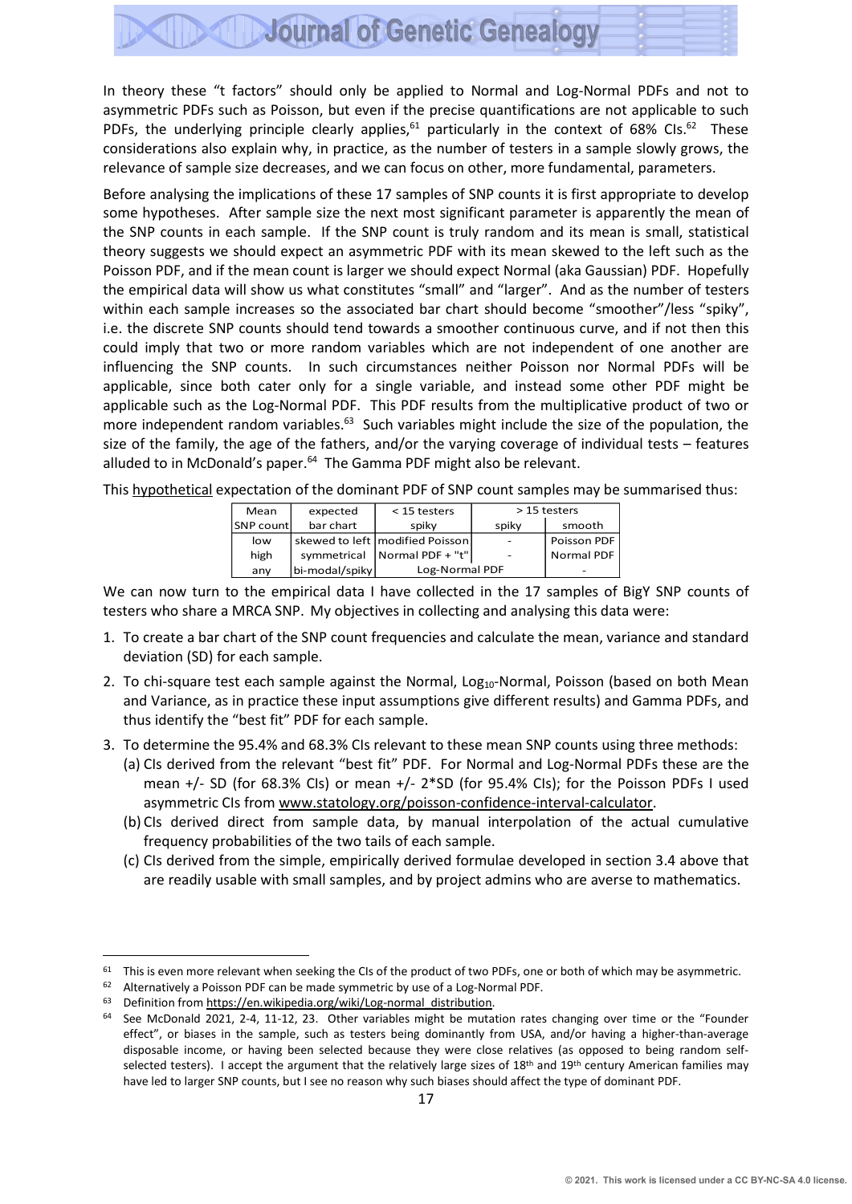In theory these "t factors" should only be applied to Normal and Log-Normal PDFs and not to asymmetric PDFs such as Poisson, but even if the precise quantifications are not applicable to such PDFs, the underlying principle clearly applies,[61] particularly in the context of 68% CIs.[62] These considerations also explain why, in practice, as the number of testers in a sample slowly grows, the relevance of sample size decreases, and we can focus on other, more fundamental, parameters.

Before analysing the implications of these 17 samples of SNP counts it is first appropriate to develop some hypotheses. After sample size the next most significant parameter is apparently the mean of the SNP counts in each sample. If the SNP count is truly random and its mean is small, statistical theory suggests we should expect an asymmetric PDF with its mean skewed to the left such as the Poisson PDF, and if the mean count is larger we should expect Normal (aka Gaussian) PDF. Hopefully the empirical data will show us what constitutes "small" and "larger". And as the number of testers within each sample increases so the associated bar chart should become "smoother"/less "spiky", i.e. the discrete SNP counts should tend towards a smoother continuous curve, and if not then this could imply that two or more random variables which are not independent of one another are influencing the SNP counts. In such circumstances neither Poisson nor Normal PDFs will be applicable, since both cater only for a single variable, and instead some other PDF might be applicable such as the Log-Normal PDF. This PDF results from the multiplicative product of two or more independent random variables.[63] Such variables might include the size of the population, the size of the family, the age of the fathers, and/or the varying coverage of individual tests – features alluded to in McDonald's paper.[64] The Gamma PDF might also be relevant.

This hypothetical expectation of the dominant PDF of SNP count samples may be summarised thus:

| Mean | expected | < 15 testers | > 15 testers | |
|---|---|---|---|---|
| SNP count | bar chart | spiky | spiky | smooth |
| low | skewed to left | modified Poisson | - | Poisson PDF |
| high | symmetrical | Normal PDF + "t" | - | Normal PDF |
| any | bi-modal/spiky | Log-Normal PDF | | - |

We can now turn to the empirical data I have collected in the 17 samples of BigY SNP counts of testers who share a MRCA SNP. My objectives in collecting and analysing this data were:

1. To create a bar chart of the SNP count frequencies and calculate the mean, variance and standard deviation (SD) for each sample.
2. To chi-square test each sample against the Normal, $\text{Log}_{10}$-Normal, Poisson (based on both Mean and Variance, as in practice these input assumptions give different results) and Gamma PDFs, and thus identify the "best fit" PDF for each sample.
3. To determine the 95.4% and 68.3% CIs relevant to these mean SNP counts using three methods:
   (a) CIs derived from the relevant "best fit" PDF. For Normal and Log-Normal PDFs these are the mean +/- SD (for 68.3% CIs) or mean +/- 2*SD (for 95.4% CIs); for the Poisson PDFs I used asymmetric CIs from www.statology.org/poisson-confidence-interval-calculator.
   (b) CIs derived direct from sample data, by manual interpolation of the actual cumulative frequency probabilities of the two tails of each sample.
   (c) CIs derived from the simple, empirically derived formulae developed in section 3.4 above that are readily usable with small samples, and by project admins who are averse to mathematics.

---

[61] This is even more relevant when seeking the CIs of the product of two PDFs, one or both of which may be asymmetric.

[62] Alternatively a Poisson PDF can be made symmetric by use of a Log-Normal PDF.

[63] Definition from https://en.wikipedia.org/wiki/Log-normal_distribution.

[64] See McDonald 2021, 2-4, 11-12, 23. Other variables might be mutation rates changing over time or the "Founder effect", or biases in the sample, such as testers being dominantly from USA, and/or having a higher-than-average disposable income, or having been selected because they were close relatives (as opposed to being random self-selected testers). I accept the argument that the relatively large sizes of 18th and 19th century American families may have led to larger SNP counts, but I see no reason why such biases should affect the type of dominant PDF.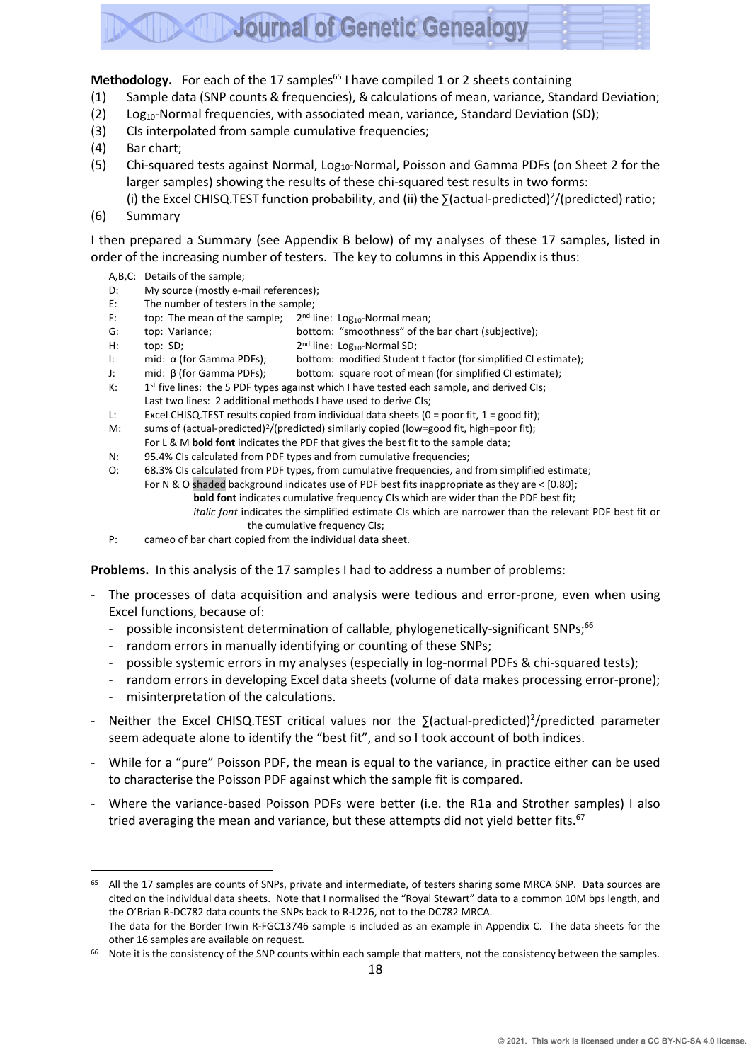**Methodology.** For each of the 17 samples[65] I have compiled 1 or 2 sheets containing

(1) Sample data (SNP counts & frequencies), & calculations of mean, variance, Standard Deviation;
(2) $Log_{10}$-Normal frequencies, with associated mean, variance, Standard Deviation (SD);
(3) CIs interpolated from sample cumulative frequencies;
(4) Bar chart;
(5) Chi-squared tests against Normal, $Log_{10}$-Normal, Poisson and Gamma PDFs (on Sheet 2 for the larger samples) showing the results of these chi-squared test results in two forms:
 (i) the Excel CHISQ.TEST function probability, and (ii) the $\sum(\text{actual-predicted})^2/(\text{predicted})$ ratio;
(6) Summary

I then prepared a Summary (see Appendix B below) of my analyses of these 17 samples, listed in order of the increasing number of testers. The key to columns in this Appendix is thus:

- A,B,C: Details of the sample;
- D: My source (mostly e-mail references);
- E: The number of testers in the sample;
- F: top: The mean of the sample; 2nd line: $Log_{10}$-Normal mean;
- G: top: Variance; bottom: "smoothness" of the bar chart (subjective);
- H: top: SD; 2nd line: $Log_{10}$-Normal SD;
- I: mid: α (for Gamma PDFs); bottom: modified Student t factor (for simplified CI estimate);
- J: mid: β (for Gamma PDFs); bottom: square root of mean (for simplified CI estimate);
- K: 1st five lines: the 5 PDF types against which I have tested each sample, and derived CIs; Last two lines: 2 additional methods I have used to derive CIs;
- L: Excel CHISQ.TEST results copied from individual data sheets (0 = poor fit, 1 = good fit);
- M: sums of $(\text{actual-predicted})^2/(\text{predicted})$ similarly copied (low=good fit, high=poor fit);
  For L & M **bold font** indicates the PDF that gives the best fit to the sample data;
- N: 95.4% CIs calculated from PDF types and from cumulative frequencies;
- O: 68.3% CIs calculated from PDF types, from cumulative frequencies, and from simplified estimate;
  For N & O shaded background indicates use of PDF best fits inappropriate as they are < [0.80];
  **bold font** indicates cumulative frequency CIs which are wider than the PDF best fit;
  *italic font* indicates the simplified estimate CIs which are narrower than the relevant PDF best fit or the cumulative frequency CIs;
- P: cameo of bar chart copied from the individual data sheet.

**Problems.** In this analysis of the 17 samples I had to address a number of problems:

- The processes of data acquisition and analysis were tedious and error-prone, even when using Excel functions, because of:
  - possible inconsistent determination of callable, phylogenetically-significant SNPs;[66]
  - random errors in manually identifying or counting of these SNPs;
  - possible systemic errors in my analyses (especially in log-normal PDFs & chi-squared tests);
  - random errors in developing Excel data sheets (volume of data makes processing error-prone);
  - misinterpretation of the calculations.
- Neither the Excel CHISQ.TEST critical values nor the $\sum(\text{actual-predicted})^2/\text{predicted}$ parameter seem adequate alone to identify the "best fit", and so I took account of both indices.
- While for a "pure" Poisson PDF, the mean is equal to the variance, in practice either can be used to characterise the Poisson PDF against which the sample fit is compared.
- Where the variance-based Poisson PDFs were better (i.e. the R1a and Strother samples) I also tried averaging the mean and variance, but these attempts did not yield better fits.[67]

---

[65] All the 17 samples are counts of SNPs, private and intermediate, of testers sharing some MRCA SNP. Data sources are cited on the individual data sheets. Note that I normalised the "Royal Stewart" data to a common 10M bps length, and the O'Brian R-DC782 data counts the SNPs back to R-L226, not to the DC782 MRCA.
The data for the Border Irwin R-FGC13746 sample is included as an example in Appendix C. The data sheets for the other 16 samples are available on request.

[66] Note it is the consistency of the SNP counts within each sample that matters, not the consistency between the samples.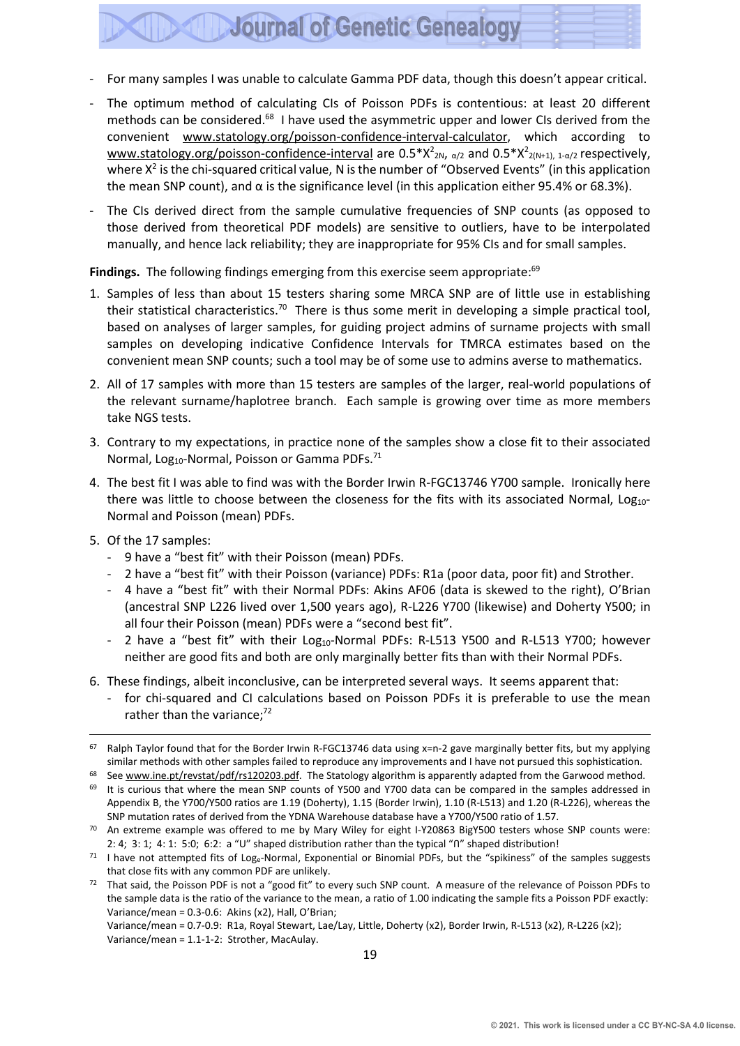- For many samples I was unable to calculate Gamma PDF data, though this doesn't appear critical.
- The optimum method of calculating CIs of Poisson PDFs is contentious: at least 20 different methods can be considered.[68] I have used the asymmetric upper and lower CIs derived from the convenient www.statology.org/poisson-confidence-interval-calculator, which according to www.statology.org/poisson-confidence-interval are $0.5*X^2_{2N,\ \alpha/2}$ and $0.5*X^2_{2(N+1),\ 1-\alpha/2}$ respectively, where $X^2$ is the chi-squared critical value, N is the number of "Observed Events" (in this application the mean SNP count), and α is the significance level (in this application either 95.4% or 68.3%).
- The CIs derived direct from the sample cumulative frequencies of SNP counts (as opposed to those derived from theoretical PDF models) are sensitive to outliers, have to be interpolated manually, and hence lack reliability; they are inappropriate for 95% CIs and for small samples.

**Findings.** The following findings emerging from this exercise seem appropriate:[69]

1. Samples of less than about 15 testers sharing some MRCA SNP are of little use in establishing their statistical characteristics.[70] There is thus some merit in developing a simple practical tool, based on analyses of larger samples, for guiding project admins of surname projects with small samples on developing indicative Confidence Intervals for TMRCA estimates based on the convenient mean SNP counts; such a tool may be of some use to admins averse to mathematics.
2. All of 17 samples with more than 15 testers are samples of the larger, real-world populations of the relevant surname/haplotree branch. Each sample is growing over time as more members take NGS tests.
3. Contrary to my expectations, in practice none of the samples show a close fit to their associated Normal, $Log_{10}$-Normal, Poisson or Gamma PDFs.[71]
4. The best fit I was able to find was with the Border Irwin R-FGC13746 Y700 sample. Ironically here there was little to choose between the closeness for the fits with its associated Normal, $Log_{10}$-Normal and Poisson (mean) PDFs.
5. Of the 17 samples:
   - 9 have a "best fit" with their Poisson (mean) PDFs.
   - 2 have a "best fit" with their Poisson (variance) PDFs: R1a (poor data, poor fit) and Strother.
   - 4 have a "best fit" with their Normal PDFs: Akins AF06 (data is skewed to the right), O'Brian (ancestral SNP L226 lived over 1,500 years ago), R-L226 Y700 (likewise) and Doherty Y500; in all four their Poisson (mean) PDFs were a "second best fit".
   - 2 have a "best fit" with their $Log_{10}$-Normal PDFs: R-L513 Y500 and R-L513 Y700; however neither are good fits and both are only marginally better fits than with their Normal PDFs.
6. These findings, albeit inconclusive, can be interpreted several ways. It seems apparent that:
   - for chi-squared and CI calculations based on Poisson PDFs it is preferable to use the mean rather than the variance;[72]

---

[67] Ralph Taylor found that for the Border Irwin R-FGC13746 data using x=n-2 gave marginally better fits, but my applying similar methods with other samples failed to reproduce any improvements and I have not pursued this sophistication.

[68] See www.ine.pt/revstat/pdf/rs120203.pdf. The Statology algorithm is apparently adapted from the Garwood method.

[69] It is curious that where the mean SNP counts of Y500 and Y700 data can be compared in the samples addressed in Appendix B, the Y700/Y500 ratios are 1.19 (Doherty), 1.15 (Border Irwin), 1.10 (R-L513) and 1.20 (R-L226), whereas the SNP mutation rates of derived from the YDNA Warehouse database have a Y700/Y500 ratio of 1.57.

[70] An extreme example was offered to me by Mary Wiley for eight I-Y20863 BigY500 testers whose SNP counts were: 2: 4; 3: 1; 4: 1: 5:0; 6:2: a "U" shaped distribution rather than the typical "∩" shaped distribution!

[71] I have not attempted fits of $Log_e$-Normal, Exponential or Binomial PDFs, but the "spikiness" of the samples suggests that close fits with any common PDF are unlikely.

[72] That said, the Poisson PDF is not a "good fit" to every such SNP count. A measure of the relevance of Poisson PDFs to the sample data is the ratio of the variance to the mean, a ratio of 1.00 indicating the sample fits a Poisson PDF exactly: Variance/mean = 0.3-0.6: Akins (x2), Hall, O'Brian;
Variance/mean = 0.7-0.9: R1a, Royal Stewart, Lae/Lay, Little, Doherty (x2), Border Irwin, R-L513 (x2), R-L226 (x2);
Variance/mean = 1.1-1-2: Strother, MacAulay.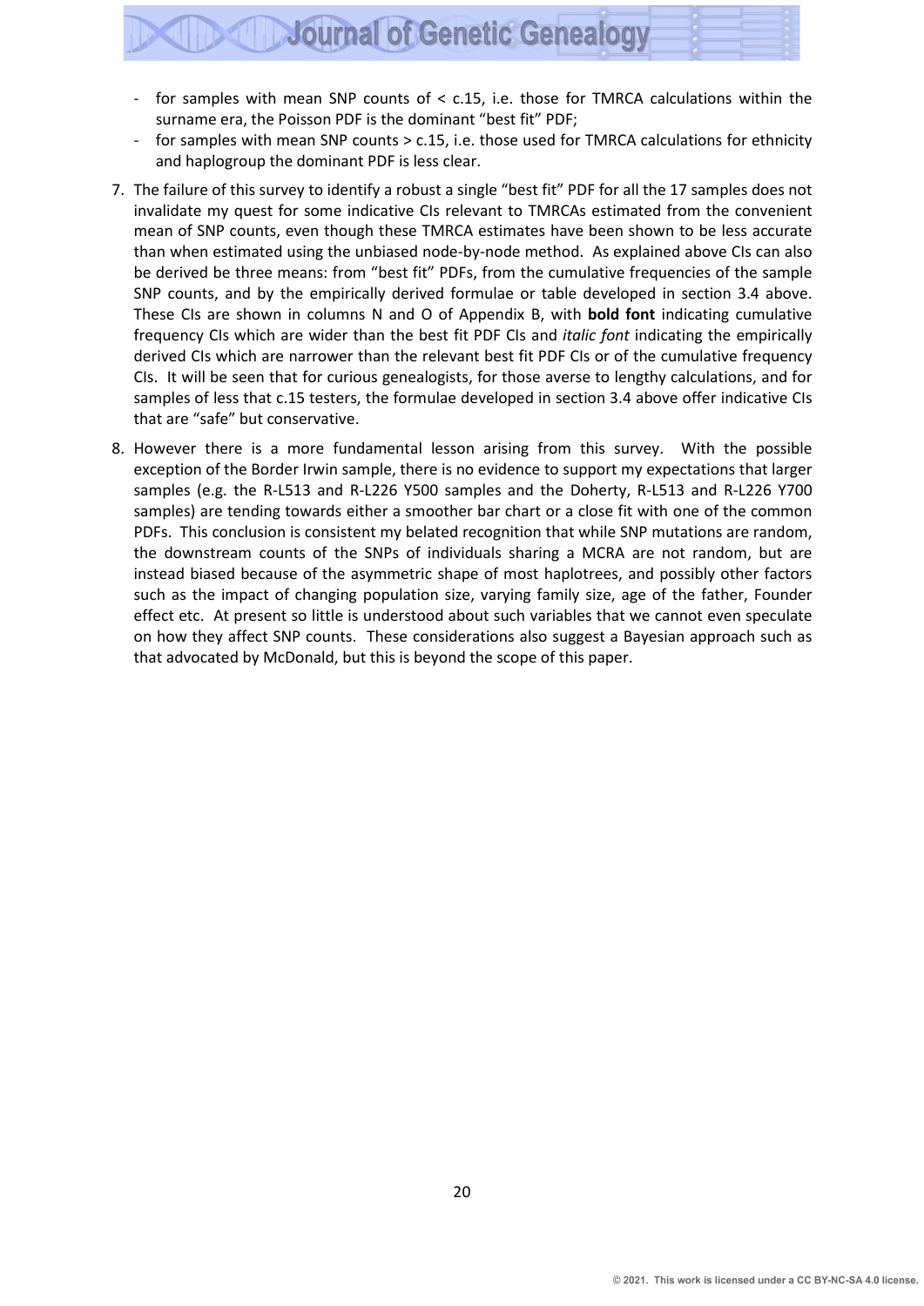- for samples with mean SNP counts of < c.15, i.e. those for TMRCA calculations within the surname era, the Poisson PDF is the dominant "best fit" PDF;
- for samples with mean SNP counts > c.15, i.e. those used for TMRCA calculations for ethnicity and haplogroup the dominant PDF is less clear.

7. The failure of this survey to identify a robust a single "best fit" PDF for all the 17 samples does not invalidate my quest for some indicative CIs relevant to TMRCAs estimated from the convenient mean of SNP counts, even though these TMRCA estimates have been shown to be less accurate than when estimated using the unbiased node-by-node method. As explained above CIs can also be derived be three means: from "best fit" PDFs, from the cumulative frequencies of the sample SNP counts, and by the empirically derived formulae or table developed in section 3.4 above. These CIs are shown in columns N and O of Appendix B, with **bold font** indicating cumulative frequency CIs which are wider than the best fit PDF CIs and *italic font* indicating the empirically derived CIs which are narrower than the relevant best fit PDF CIs or of the cumulative frequency CIs. It will be seen that for curious genealogists, for those averse to lengthy calculations, and for samples of less that c.15 testers, the formulae developed in section 3.4 above offer indicative CIs that are "safe" but conservative.

8. However there is a more fundamental lesson arising from this survey. With the possible exception of the Border Irwin sample, there is no evidence to support my expectations that larger samples (e.g. the R-L513 and R-L226 Y500 samples and the Doherty, R-L513 and R-L226 Y700 samples) are tending towards either a smoother bar chart or a close fit with one of the common PDFs. This conclusion is consistent my belated recognition that while SNP mutations are random, the downstream counts of the SNPs of individuals sharing a MCRA are not random, but are instead biased because of the asymmetric shape of most haplotrees, and possibly other factors such as the impact of changing population size, varying family size, age of the father, Founder effect etc. At present so little is understood about such variables that we cannot even speculate on how they affect SNP counts. These considerations also suggest a Bayesian approach such as that advocated by McDonald, but this is beyond the scope of this paper.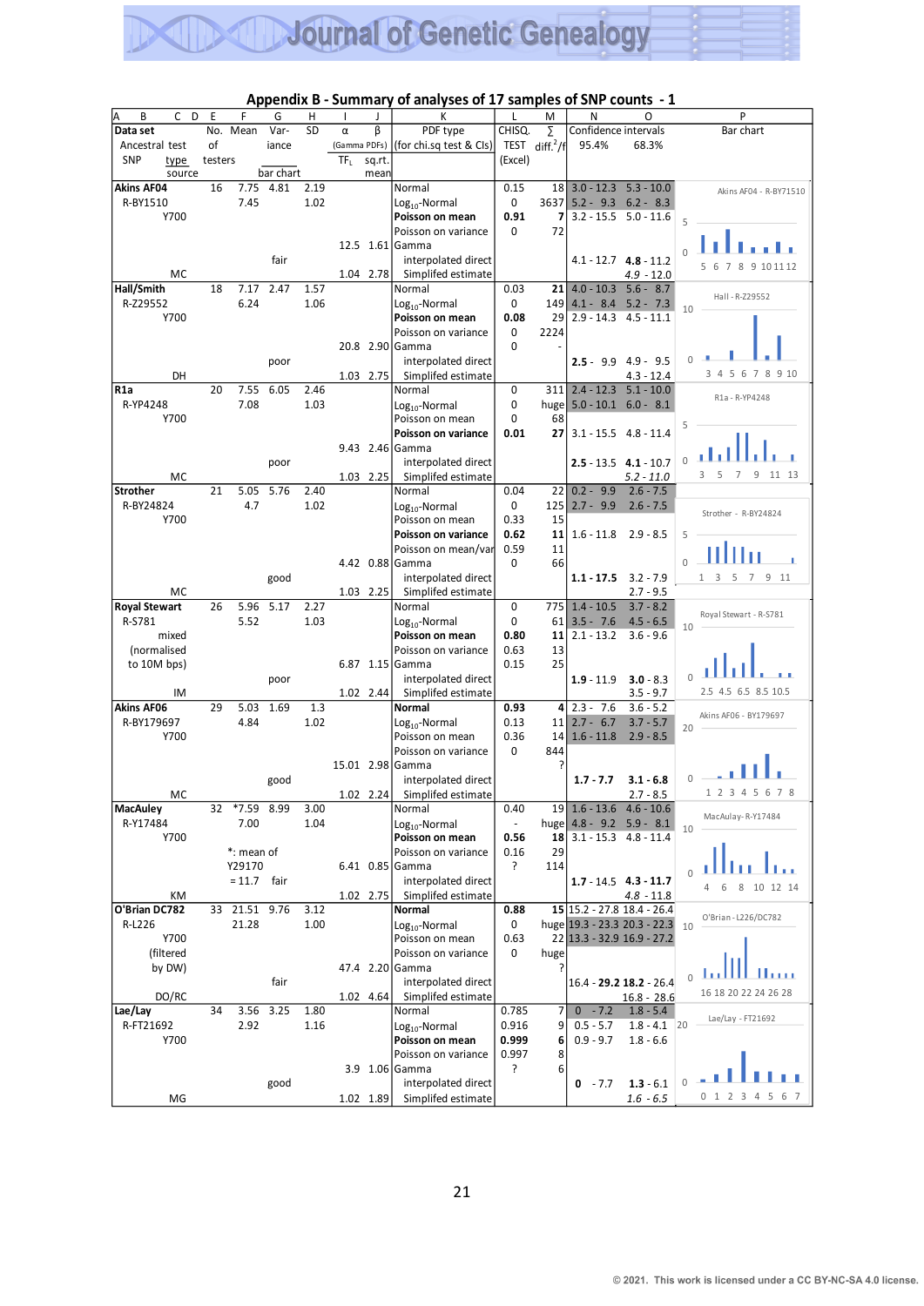## Appendix B - Summary of analyses of 17 samples of SNP counts - 1

| Data set / Ancestral SNP / test type / source | No. of testers | Mean | Variance / bar chart | SD | α (Gamma PDFs) / $TF_L$ | β / sq.rt. mean | PDF type (for chi.sq test & CIs) | CHISQ. TEST (Excel) | ∑ diff.²/f | Confidence intervals 95.4% | 68.3% | Bar chart |
|---|---|---|---|---|---|---|---|---|---|---|---|---|
| **Akins AF04** | 16 | 7.75 | 4.81 | 2.19 | | | Normal | 0.15 | 18 | 3.0 - 12.3 | 5.3 - 10.0 | Akins AF04 - R-BY71510 |
| R-BY1510 | | 7.45 | | 1.02 | | | $Log_{10}$-Normal | 0 | 3637 | 5.2 - 9.3 | 6.2 - 8.3 | |
| Y700 | | | | | | | **Poisson on mean** | **0.91** | **7** | 3.2 - 15.5 | 5.0 - 11.6 | |
| | | | | | | | Poisson on variance | 0 | 72 | | | |
| | | | | | 12.5 | 1.61 | Gamma | | | | | |
| | | | fair | | | | interpolated direct | | | 4.1 - 12.7 | **4.8** - 11.2 | |
| MC | | | | | 1.04 | 2.78 | Simplifed estimate | | | | *4.9* - 12.0 | |
| **Hall/Smith** | 18 | 7.17 | 2.47 | 1.57 | | | Normal | 0.03 | **21** | 4.0 - 10.3 | 5.6 - 8.7 | Hall - R-Z29552 |
| R-Z29552 | | 6.24 | | 1.06 | | | $Log_{10}$-Normal | 0 | 149 | 4.1 - 8.4 | 5.2 - 7.3 | |
| Y700 | | | | | | | **Poisson on mean** | **0.08** | 29 | 2.9 - 14.3 | 4.5 - 11.1 | |
| | | | | | | | Poisson on variance | 0 | 2224 | | | |
| | | | | | 20.8 | 2.90 | Gamma | 0 | - | | | |
| | | | poor | | | | interpolated direct | | | **2.5** - 9.9 | 4.9 - 9.5 | |
| DH | | | | | 1.03 | 2.75 | Simplifed estimate | | | | 4.3 - 12.4 | |
| **R1a** | 20 | 7.55 | 6.05 | 2.46 | | | Normal | 0 | 311 | 2.4 - 12.3 | 5.1 - 10.0 | R1a - R-YP4248 |
| R-YP4248 | | 7.08 | | 1.03 | | | $Log_{10}$-Normal | 0 | huge | 5.0 - 10.1 | 6.0 - 8.1 | |
| Y700 | | | | | | | Poisson on mean | 0 | 68 | | | |
| | | | | | | | **Poisson on variance** | **0.01** | **27** | 3.1 - 15.5 | 4.8 - 11.4 | |
| | | | | | 9.43 | 2.46 | Gamma | | | | | |
| | | | poor | | | | interpolated direct | | | **2.5** - 13.5 | **4.1** - 10.7 | |
| MC | | | | | 1.03 | 2.25 | Simplifed estimate | | | | *5.2* - *11.0* | |
| **Strother** | 21 | 5.05 | 5.76 | 2.40 | | | Normal | 0.04 | 22 | 0.2 - 9.9 | 2.6 - 7.5 | Strother - R-BY24824 |
| R-BY24824 | | 4.7 | | 1.02 | | | $Log_{10}$-Normal | 0 | 125 | 2.7 - 9.9 | 2.6 - 7.5 | |
| Y700 | | | | | | | Poisson on mean | 0.33 | 15 | | | |
| | | | | | | | **Poisson on variance** | **0.62** | **11** | 1.6 - 11.8 | 2.9 - 8.5 | |
| | | | | | | | Poisson on mean/var | 0.59 | 11 | | | |
| | | | | | 4.42 | 0.88 | Gamma | 0 | 66 | | | |
| | | | good | | | | interpolated direct | | | **1.1 - 17.5** | 3.2 - 7.9 | |
| MC | | | | | 1.03 | 2.25 | Simplifed estimate | | | | 2.7 - 9.5 | |
| **Royal Stewart** | 26 | 5.96 | 5.17 | 2.27 | | | Normal | 0 | 775 | 1.4 - 10.5 | 3.7 - 8.2 | Royal Stewart - R-S781 |
| R-S781 | | 5.52 | | 1.03 | | | $Log_{10}$-Normal | 0 | 61 | 3.5 - 7.6 | 4.5 - 6.5 | |
| mixed | | | | | | | **Poisson on mean** | **0.80** | **11** | 2.1 - 13.2 | 3.6 - 9.6 | |
| (normalised | | | | | | | Poisson on variance | 0.63 | 13 | | | |
| to 10M bps) | | | | | 6.87 | 1.15 | Gamma | 0.15 | 25 | | | |
| | | | poor | | | | interpolated direct | | | **1.9** - 11.9 | **3.0** - 8.3 | |
| IM | | | | | 1.02 | 2.44 | Simplifed estimate | | | | 3.5 - 9.7 | |
| **Akins AF06** | 29 | 5.03 | 1.69 | 1.3 | | | **Normal** | **0.93** | **4** | 2.3 - 7.6 | 3.6 - 5.2 | Akins AF06 - BY179697 |
| R-BY179697 | | 4.84 | | 1.02 | | | $Log_{10}$-Normal | 0.13 | 11 | 2.7 - 6.7 | 3.7 - 5.7 | |
| Y700 | | | | | | | Poisson on mean | 0.36 | 14 | 1.6 - 11.8 | 2.9 - 8.5 | |
| | | | | | | | Poisson on variance | 0 | 844 | | | |
| | | | | | 15.01 | 2.98 | Gamma | | ? | | | |
| | | | good | | | | interpolated direct | | | **1.7 - 7.7** | **3.1 - 6.8** | |
| MC | | | | | 1.02 | 2.24 | Simplifed estimate | | | | 2.7 - 8.5 | |
| **MacAuley** | 32 | *7.59 | 8.99 | 3.00 | | | Normal | 0.40 | 19 | 1.6 - 13.6 | 4.6 - 10.6 | MacAuley- R-Y17484 |
| R-Y17484 | | 7.00 | | 1.04 | | | $Log_{10}$-Normal | - | huge | 4.8 - 9.2 | 5.9 - 8.1 | |
| Y700 | | | | | | | **Poisson on mean** | **0.56** | **18** | 3.1 - 15.3 | 4.8 - 11.4 | |
| | | *: mean of | | | | | Poisson on variance | 0.16 | 29 | | | |
| | | Y29170 | | | 6.41 | 0.85 | Gamma | ? | 114 | | | |
| | | = 11.7 | fair | | | | interpolated direct | | | **1.7** - 14.5 | **4.3** - **11.7** | |
| KM | | | | | 1.02 | 2.75 | Simplifed estimate | | | | *4.8* - 11.8 | |
| **O'Brian DC782** | 33 | 21.51 | 9.76 | 3.12 | | | **Normal** | **0.88** | **15** | 15.2 - 27.8 | 18.4 - 26.4 | O'Brian - L226/DC782 |
| R-L226 | | 21.28 | | 1.00 | | | $Log_{10}$-Normal | 0 | huge | 19.3 - 23.3 | 20.3 - 22.3 | |
| Y700 | | | | | | | Poisson on mean | 0.63 | 22 | 13.3 - 32.9 | 16.9 - 27.2 | |
| (filtered | | | | | | | Poisson on variance | 0 | huge | | | |
| by DW) | | | | | 47.4 | 2.20 | Gamma | | ? | | | |
| | | | fair | | | | interpolated direct | | | 16.4 - **29.2** | **18.2** - 26.4 | |
| DO/RC | | | | | 1.02 | 4.64 | Simplifed estimate | | | | 16.8 - 28.6 | |
| **Lae/Lay** | 34 | 3.56 | 3.25 | 1.80 | | | Normal | 0.785 | 7 | 0 - 7.2 | 1.8 - 5.4 | Lae/Lay - FT21692 |
| R-FT21692 | | 2.92 | | 1.16 | | | $Log_{10}$-Normal | 0.916 | 9 | 0.5 - 5.7 | 1.8 - 4.1 | |
| Y700 | | | | | | | **Poisson on mean** | **0.999** | **6** | 0.9 - 9.7 | 1.8 - 6.6 | |
| | | | | | | | Poisson on variance | 0.997 | 8 | | | |
| | | | | | 3.9 | 1.06 | Gamma | ? | 6 | | | |
| | | | good | | | | interpolated direct | | | **0** - 7.7 | **1.3** - 6.1 | |
| MG | | | | | 1.02 | 1.89 | Simplifed estimate | | | | *1.6* - *6.5* | |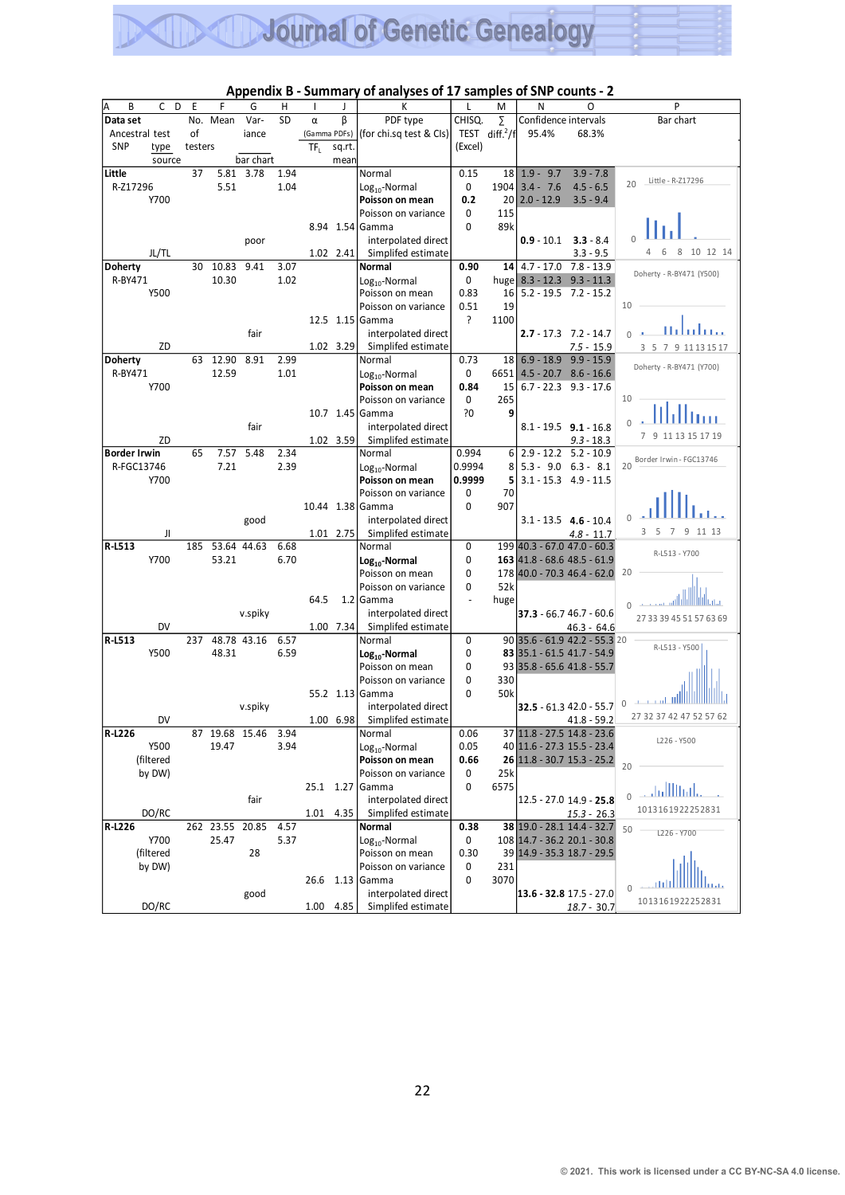## Appendix B - Summary of analyses of 17 samples of SNP counts - 2

| A B C D | E | F | G | H | I | J | K | L | M | N | O | P |
|---|---|---|---|---|---|---|---|---|---|---|---|---|
| **Data set** Ancestral test SNP type source | No. of testers | Mean | Var-iance bar chart | SD | α (Gamma PDFs) $TF_L$ | β sq.rt. mean | PDF type (for chi.sq test & CIs) | CHISQ. TEST (Excel) | ∑ diff.$^2$/f | Confidence intervals 95.4% | 68.3% | Bar chart |
| **Little** | 37 | 5.81 | 3.78 | 1.94 | | | Normal | 0.15 | 18 | 1.9 - 9.7 | 3.9 - 7.8 | Little - R-Z17296 |
| R-Z17296 | | 5.51 | | 1.04 | | | $Log_{10}$-Normal | 0 | 1904 | 3.4 - 7.6 | 4.5 - 6.5 | |
| Y700 | | | | | | | **Poisson on mean** | **0.2** | 20 | 2.0 - 12.9 | 3.5 - 9.4 | |
| | | | | | | | Poisson on variance | 0 | 115 | | | |
| | | | | | 8.94 | 1.54 | Gamma | 0 | 89k | | | |
| | | | poor | | | | interpolated direct | | | **0.9** - 10.1 | **3.3** - 8.4 | |
| JL/TL | | | | | 1.02 | 2.41 | Simplifed estimate | | | | 3.3 - 9.5 | |
| **Doherty** | 30 | 10.83 | 9.41 | 3.07 | | | **Normal** | **0.90** | **14** | 4.7 - 17.0 | 7.8 - 13.9 | Doherty - R-BY471 (Y500) |
| R-BY471 | | 10.30 | | 1.02 | | | $Log_{10}$-Normal | 0 | huge | 8.3 - 12.3 | 9.3 - 11.3 | |
| Y500 | | | | | | | Poisson on mean | 0.83 | 16 | 5.2 - 19.5 | 7.2 - 15.2 | |
| | | | | | | | Poisson on variance | 0.51 | 19 | | | |
| | | | | | 12.5 | 1.15 | Gamma | ? | 1100 | | | |
| | | | fair | | | | interpolated direct | | | **2.7** - 17.3 | 7.2 - 14.7 | |
| ZD | | | | | 1.02 | 3.29 | Simplified estimate | | | | *7.5* - 15.9 | |
| **Doherty** | 63 | 12.90 | 8.91 | 2.99 | | | Normal | 0.73 | 18 | 6.9 - 18.9 | 9.9 - 15.9 | Doherty - R-BY471 (Y700) |
| R-BY471 | | 12.59 | | 1.01 | | | $Log_{10}$-Normal | 0 | 6651 | 4.5 - 20.7 | 8.6 - 16.6 | |
| Y700 | | | | | | | **Poisson on mean** | **0.84** | 15 | 6.7 - 22.3 | 9.3 - 17.6 | |
| | | | | | | | Poisson on variance | 0 | 265 | | | |
| | | | | | 10.7 | 1.45 | Gamma | ?0 | 9 | | | |
| | | | fair | | | | interpolated direct | | | 8.1 - 19.5 | **9.1** - 16.8 | |
| ZD | | | | | 1.02 | 3.59 | Simplified estimate | | | | *9.3* - 18.3 | |
| **Border Irwin** | 65 | 7.57 | 5.48 | 2.34 | | | Normal | 0.994 | 6 | 2.9 - 12.2 | 5.2 - 10.9 | Border Irwin - FGC13746 |
| R-FGC13746 | | 7.21 | | 2.39 | | | $Log_{10}$-Normal | 0.9994 | 8 | 5.3 - 9.0 | 6.3 - 8.1 | |
| Y700 | | | | | | | **Poisson on mean** | **0.9999** | 5 | 3.1 - 15.3 | 4.9 - 11.5 | |
| | | | | | | | Poisson on variance | 0 | 70 | | | |
| | | | | | 10.44 | 1.38 | Gamma | 0 | 907 | | | |
| | | | good | | | | interpolated direct | | | 3.1 - 13.5 | **4.6** - 10.4 | |
| JI | | | | | 1.01 | 2.75 | Simplified estimate | | | | *4.8* - 11.7 | |
| **R-L513** | 185 | 53.64 | 44.63 | 6.68 | | | Normal | 0 | 199 | 40.3 - 67.0 | 47.0 - 60.3 | R-L513 - Y700 |
| Y700 | | 53.21 | | 6.70 | | | **$Log_{10}$-Normal** | 0 | **163** | 41.8 - 68.6 | 48.5 - 61.9 | |
| | | | | | | | Poisson on mean | 0 | 178 | 40.0 - 70.3 | 46.4 - 62.0 | |
| | | | | | | | Poisson on variance | 0 | 52k | | | |
| | | | | | 64.5 | 1.2 | Gamma | - | huge | | | |
| | | | v.spiky | | | | interpolated direct | | | **37.3** - 66.7 | 46.7 - 60.6 | |
| DV | | | | | 1.00 | 7.34 | Simplified estimate | | | | 46.3 - 64.6 | |
| **R-L513** | 237 | 48.78 | 43.16 | 6.57 | | | Normal | 0 | 90 | 35.6 - 61.9 | 42.2 - 55.3 | R-L513 - Y500 |
| Y500 | | 48.31 | | 6.59 | | | **$Log_{10}$-Normal** | 0 | **83** | 35.1 - 61.5 | 41.7 - 54.9 | |
| | | | | | | | Poisson on mean | 0 | 93 | 35.8 - 65.6 | 41.8 - 55.7 | |
| | | | | | | | Poisson on variance | 0 | 330 | | | |
| | | | | | 55.2 | 1.13 | Gamma | 0 | 50k | | | |
| | | | v.spiky | | | | interpolated direct | | | **32.5** - 61.3 | 42.0 - 55.7 | |
| DV | | | | | 1.00 | 6.98 | Simplified estimate | | | | 41.8 - 59.2 | |
| **R-L226** | 87 | 19.68 | 15.46 | 3.94 | | | Normal | 0.06 | 37 | 11.8 - 27.5 | 14.8 - 23.6 | L226 - Y500 |
| Y500 | | 19.47 | | 3.94 | | | $Log_{10}$-Normal | 0.05 | 40 | 11.6 - 27.3 | 15.5 - 23.4 | |
| (filtered | | | | | | | **Poisson on mean** | **0.66** | **26** | 11.8 - 30.7 | 15.3 - 25.2 | |
| by DW) | | | | | | | Poisson on variance | 0 | 25k | | | |
| | | | | | 25.1 | 1.27 | Gamma | 0 | 6575 | | | |
| | | | fair | | | | interpolated direct | | | 12.5 - 27.0 | 14.9 - **25.8** | |
| DO/RC | | | | | 1.01 | 4.35 | Simplified estimate | | | | *15.3* - 26.3 | |
| **R-L226** | 262 | 23.55 | 20.85 | 4.57 | | | **Normal** | **0.38** | **38** | 19.0 - 28.1 | 14.4 - 32.7 | L226 - Y700 |
| Y700 | | 25.47 | | 5.37 | | | $Log_{10}$-Normal | 0 | 108 | 14.7 - 36.2 | 20.1 - 30.8 | |
| (filtered | | | 28 | | | | Poisson on mean | 0.30 | 39 | 14.9 - 35.3 | 18.7 - 29.5 | |
| by DW) | | | | | | | Poisson on variance | 0 | 231 | | | |
| | | | | | 26.6 | 1.13 | Gamma | 0 | 3070 | | | |
| | | | good | | | | interpolated direct | | | **13.6** - **32.8** | 17.5 - 27.0 | |
| DO/RC | | | | | 1.00 | 4.85 | Simplified estimate | | | | *18.7* - 30.7 | |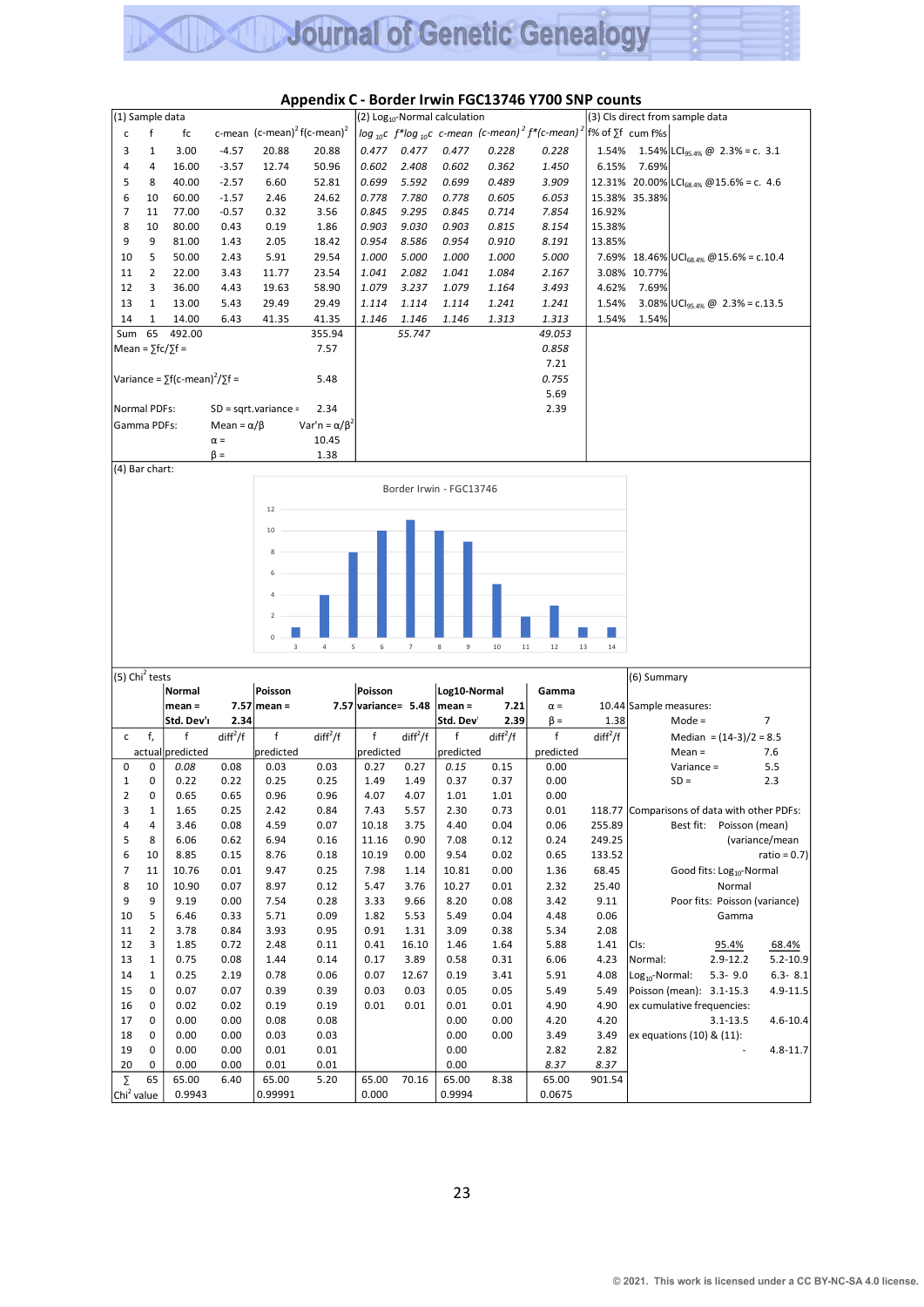## Appendix C - Border Irwin FGC13746 Y700 SNP counts

| (1) Sample data | | | | | | (2) $Log_{10}$-Normal calculation | | | | | (3) CIs direct from sample data | | |
|---|---|---|---|---|---|---|---|---|---|---|---|---|---|
| c | f | fc | c-mean | $(c\text{-mean})^2$ | $f(c\text{-mean})^2$ | $log_{10}c$ | $f{*}log_{10}c$ | c-mean | $(c\text{-mean})^2$ | $f{*}(c\text{-mean})^2$ | f% of ∑f | cum f%s | |
| 3 | 1 | 3.00 | -4.57 | 20.88 | 20.88 | 0.477 | 0.477 | 0.477 | 0.228 | 0.228 | 1.54% | 1.54% | $LCI_{95.4\%}$ @ 2.3% = c. 3.1 |
| 4 | 4 | 16.00 | -3.57 | 12.74 | 50.96 | 0.602 | 2.408 | 0.602 | 0.362 | 1.450 | 6.15% | 7.69% | |
| 5 | 8 | 40.00 | -2.57 | 6.60 | 52.81 | 0.699 | 5.592 | 0.699 | 0.489 | 3.909 | 12.31% | 20.00% | $LCI_{68.4\%}$ @15.6% = c. 4.6 |
| 6 | 10 | 60.00 | -1.57 | 2.46 | 24.62 | 0.778 | 7.780 | 0.778 | 0.605 | 6.053 | 15.38% | 35.38% | |
| 7 | 11 | 77.00 | -0.57 | 0.32 | 3.56 | 0.845 | 9.295 | 0.845 | 0.714 | 7.854 | 16.92% | | |
| 8 | 10 | 80.00 | 0.43 | 0.19 | 1.86 | 0.903 | 9.030 | 0.903 | 0.815 | 8.154 | 15.38% | | |
| 9 | 9 | 81.00 | 1.43 | 2.05 | 18.42 | 0.954 | 8.586 | 0.954 | 0.910 | 8.191 | 13.85% | | |
| 10 | 5 | 50.00 | 2.43 | 5.91 | 29.54 | 1.000 | 5.000 | 1.000 | 1.000 | 5.000 | 7.69% | 18.46% | $UCI_{68.4\%}$ @15.6% = c.10.4 |
| 11 | 2 | 22.00 | 3.43 | 11.77 | 23.54 | 1.041 | 2.082 | 1.041 | 1.084 | 2.167 | 3.08% | 10.77% | |
| 12 | 3 | 36.00 | 4.43 | 19.63 | 58.90 | 1.079 | 3.237 | 1.079 | 1.164 | 3.493 | 4.62% | 7.69% | |
| 13 | 1 | 13.00 | 5.43 | 29.49 | 29.49 | 1.114 | 1.114 | 1.114 | 1.241 | 1.241 | 1.54% | 3.08% | $UCI_{95.4\%}$ @ 2.3% = c.13.5 |
| 14 | 1 | 14.00 | 6.43 | 41.35 | 41.35 | 1.146 | 1.146 | 1.146 | 1.313 | 1.313 | 1.54% | 1.54% | |
| Sum | 65 | 492.00 | | | 355.94 | | 55.747 | | | 49.053 | | | |
| Mean = ∑fc/∑f = | | | | | 7.57 | | | | | 0.858 | | | |
| | | | | | | | | | | 7.21 | | | |
| Variance = $\sum f(c\text{-mean})^2/\sum f$ = | | | | | 5.48 | | | | | 0.755 | | | |
| | | | | | | | | | | 5.69 | | | |
| Normal PDFs: | | | SD = sqrt.variance = | | 2.34 | | | | | 2.39 | | | |
| Gamma PDFs: | | | Mean = α/β | | Var'n = $\alpha/\beta^2$ | | | | | | | | |
| | | | α = | | 10.45 | | | | | | | | |
| | | | β = | | 1.38 | | | | | | | | |

(4) Bar chart:

Border Irwin - FGC13746

0 2 4 6 8 10 12

3 4 5 6 7 8 9 10 11 12 13 14

(5) $Chi^2$ tests

| | | Normal | | Poisson | | Poisson | | Log10-Normal | | Gamma | |
|---|---|---|---|---|---|---|---|---|---|---|---|
| | | mean = | 7.57 | mean = | 7.57 | variance= | 5.48 | mean = | 7.21 | α = | 10.44 |
| | | Std. Dev'n | 2.34 | | | | | Std. Dev' | 2.39 | β = | 1.38 |
| c | f, actual | f predicted | $diff^2/f$ | f predicted | $diff^2/f$ | f predicted | $diff^2/f$ | f predicted | $diff^2/f$ | f predicted | $diff^2/f$ |
| 0 | 0 | 0.08 | 0.08 | 0.03 | 0.03 | 0.27 | 0.27 | 0.15 | 0.15 | 0.00 | |
| 1 | 0 | 0.22 | 0.22 | 0.25 | 0.25 | 1.49 | 1.49 | 0.37 | 0.37 | 0.00 | |
| 2 | 0 | 0.65 | 0.65 | 0.96 | 0.96 | 4.07 | 4.07 | 1.01 | 1.01 | 0.00 | |
| 3 | 1 | 1.65 | 0.25 | 2.42 | 0.84 | 7.43 | 5.57 | 2.30 | 0.73 | 0.01 | 118.77 |
| 4 | 4 | 3.46 | 0.08 | 4.59 | 0.07 | 10.18 | 3.75 | 4.40 | 0.04 | 0.06 | 255.89 |
| 5 | 8 | 6.06 | 0.62 | 6.94 | 0.16 | 11.16 | 0.90 | 7.08 | 0.12 | 0.24 | 249.25 |
| 6 | 10 | 8.85 | 0.15 | 8.76 | 0.18 | 10.19 | 0.00 | 9.54 | 0.02 | 0.65 | 133.52 |
| 7 | 11 | 10.76 | 0.01 | 9.47 | 0.25 | 7.98 | 1.14 | 10.81 | 0.00 | 1.36 | 68.45 |
| 8 | 10 | 10.90 | 0.07 | 8.97 | 0.12 | 5.47 | 3.76 | 10.27 | 0.01 | 2.32 | 25.40 |
| 9 | 9 | 9.19 | 0.00 | 7.54 | 0.28 | 3.33 | 9.66 | 8.20 | 0.08 | 3.42 | 9.11 |
| 10 | 5 | 6.46 | 0.33 | 5.71 | 0.09 | 1.82 | 5.53 | 5.49 | 0.04 | 4.48 | 0.06 |
| 11 | 2 | 3.78 | 0.84 | 3.93 | 0.95 | 0.91 | 1.31 | 3.09 | 0.38 | 5.34 | 2.08 |
| 12 | 3 | 1.85 | 0.72 | 2.48 | 0.11 | 0.41 | 16.10 | 1.46 | 1.64 | 5.88 | 1.41 |
| 13 | 1 | 0.75 | 0.08 | 1.44 | 0.14 | 0.17 | 3.89 | 0.58 | 0.31 | 6.06 | 4.23 |
| 14 | 1 | 0.25 | 2.19 | 0.78 | 0.06 | 0.07 | 12.67 | 0.19 | 3.41 | 5.91 | 4.08 |
| 15 | 0 | 0.07 | 0.07 | 0.39 | 0.39 | 0.03 | 0.03 | 0.05 | 0.05 | 5.49 | 5.49 |
| 16 | 0 | 0.02 | 0.02 | 0.19 | 0.19 | 0.01 | 0.01 | 0.01 | 0.01 | 4.90 | 4.90 |
| 17 | 0 | 0.00 | 0.00 | 0.08 | 0.08 | | | 0.00 | 0.00 | 4.20 | 4.20 |
| 18 | 0 | 0.00 | 0.00 | 0.03 | 0.03 | | | 0.00 | 0.00 | 3.49 | 3.49 |
| 19 | 0 | 0.00 | 0.00 | 0.01 | 0.01 | | | 0.00 | | 2.82 | 2.82 |
| 20 | 0 | 0.00 | 0.00 | 0.01 | 0.01 | | | 0.00 | | 8.37 | 8.37 |
| ∑ | 65 | 65.00 | 6.40 | 65.00 | 5.20 | 65.00 | 70.16 | 65.00 | 8.38 | 65.00 | 901.54 |
| $Chi^2$ value | | 0.9943 | | 0.99991 | | 0.000 | | 0.9994 | | 0.0675 | |

(6) Summary

Sample measures:

| | |
|---|---|
| Mode = | 7 |
| Median = (14-3)/2 = 8.5 | |
| Mean = | 7.6 |
| Variance = | 5.5 |
| SD = | 2.3 |

Comparisons of data with other PDFs:

Best fit: Poisson (mean) (variance/mean ratio = 0.7)

Good fits: $Log_{10}$-Normal, Normal

Poor fits: Poisson (variance), Gamma

| CIs: | 95.4% | 68.4% |
|---|---|---|
| Normal: | 2.9-12.2 | 5.2-10.9 |
| $Log_{10}$-Normal: | 5.3- 9.0 | 6.3- 8.1 |
| Poisson (mean): | 3.1-15.3 | 4.9-11.5 |
| ex cumulative frequencies: | 3.1-13.5 | 4.6-10.4 |
| ex equations (10) & (11): | - | 4.8-11.7 |